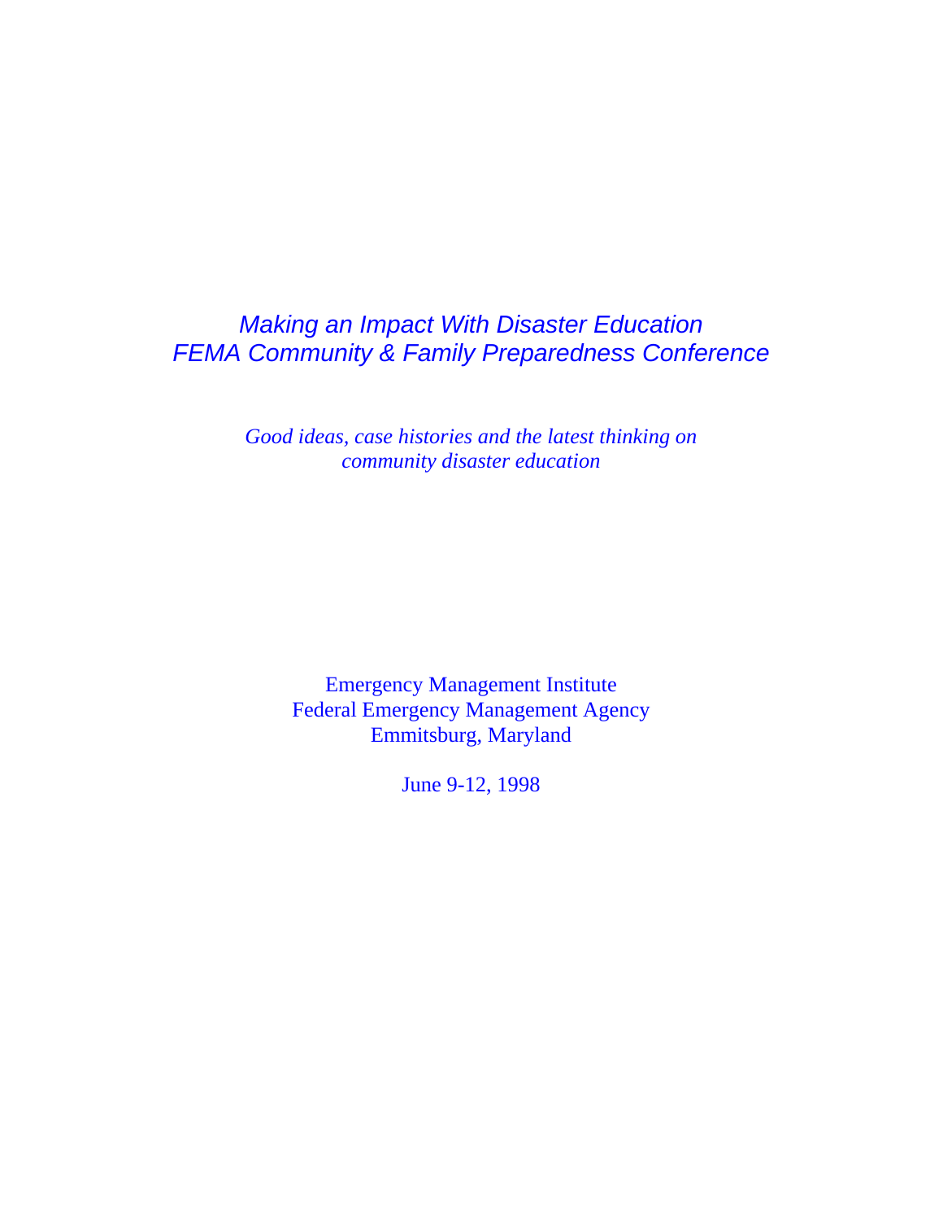# *Making an Impact With Disaster Education*
# *FEMA Community & Family Preparedness Conference*

*Good ideas, case histories and the latest thinking on community disaster education*

Emergency Management Institute
Federal Emergency Management Agency
Emmitsburg, Maryland

June 9-12, 1998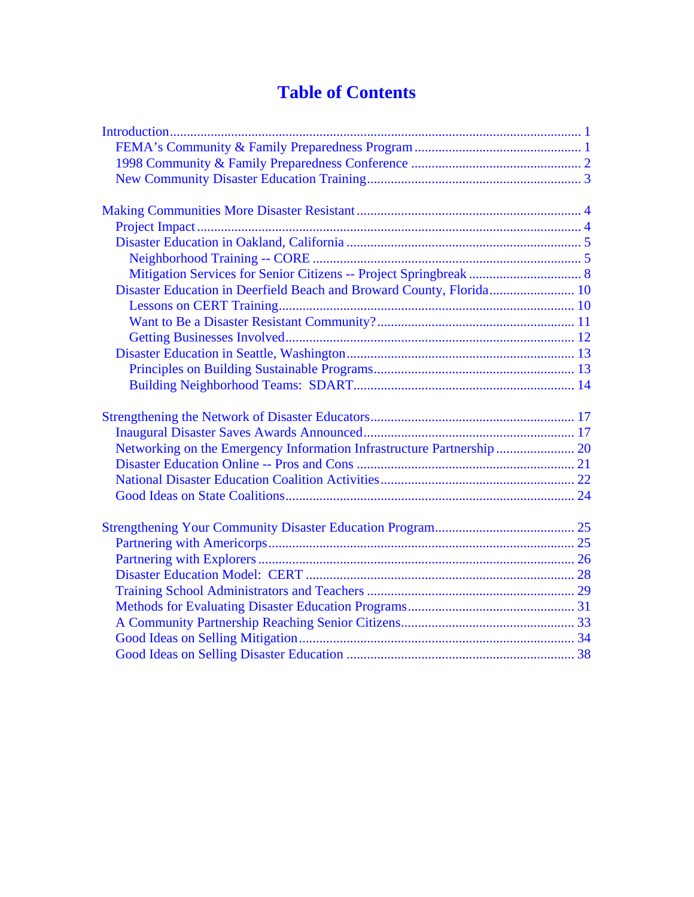# Table of Contents

- Introduction ........ 1
  - FEMA's Community & Family Preparedness Program ........ 1
  - 1998 Community & Family Preparedness Conference ........ 2
  - New Community Disaster Education Training ........ 3

- Making Communities More Disaster Resistant ........ 4
  - Project Impact ........ 4
  - Disaster Education in Oakland, California ........ 5
    - Neighborhood Training -- CORE ........ 5
    - Mitigation Services for Senior Citizens -- Project Springbreak ........ 8
  - Disaster Education in Deerfield Beach and Broward County, Florida ........ 10
    - Lessons on CERT Training ........ 10
    - Want to Be a Disaster Resistant Community? ........ 11
    - Getting Businesses Involved ........ 12
  - Disaster Education in Seattle, Washington ........ 13
    - Principles on Building Sustainable Programs ........ 13
    - Building Neighborhood Teams: SDART ........ 14

- Strengthening the Network of Disaster Educators ........ 17
  - Inaugural Disaster Saves Awards Announced ........ 17
  - Networking on the Emergency Information Infrastructure Partnership ........ 20
  - Disaster Education Online -- Pros and Cons ........ 21
  - National Disaster Education Coalition Activities ........ 22
  - Good Ideas on State Coalitions ........ 24

- Strengthening Your Community Disaster Education Program ........ 25
  - Partnering with Americorps ........ 25
  - Partnering with Explorers ........ 26
  - Disaster Education Model: CERT ........ 28
  - Training School Administrators and Teachers ........ 29
  - Methods for Evaluating Disaster Education Programs ........ 31
  - A Community Partnership Reaching Senior Citizens ........ 33
  - Good Ideas on Selling Mitigation ........ 34
  - Good Ideas on Selling Disaster Education ........ 38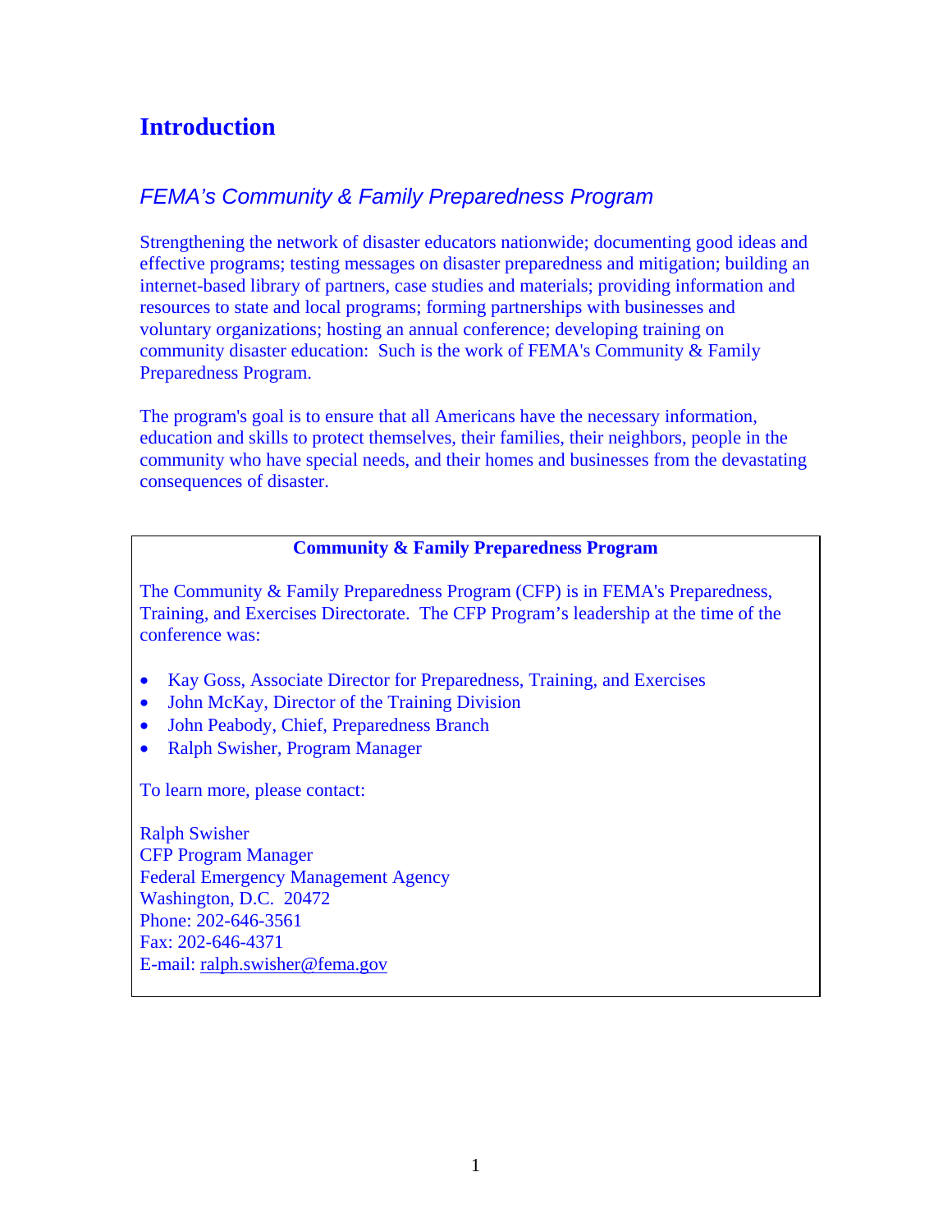# Introduction

## *FEMA's Community & Family Preparedness Program*

Strengthening the network of disaster educators nationwide; documenting good ideas and effective programs; testing messages on disaster preparedness and mitigation; building an internet-based library of partners, case studies and materials; providing information and resources to state and local programs; forming partnerships with businesses and voluntary organizations; hosting an annual conference; developing training on community disaster education: Such is the work of FEMA's Community & Family Preparedness Program.

The program's goal is to ensure that all Americans have the necessary information, education and skills to protect themselves, their families, their neighbors, people in the community who have special needs, and their homes and businesses from the devastating consequences of disaster.

**Community & Family Preparedness Program**

The Community & Family Preparedness Program (CFP) is in FEMA's Preparedness, Training, and Exercises Directorate. The CFP Program's leadership at the time of the conference was:

- Kay Goss, Associate Director for Preparedness, Training, and Exercises
- John McKay, Director of the Training Division
- John Peabody, Chief, Preparedness Branch
- Ralph Swisher, Program Manager

To learn more, please contact:

Ralph Swisher
CFP Program Manager
Federal Emergency Management Agency
Washington, D.C. 20472
Phone: 202-646-3561
Fax: 202-646-4371
E-mail: ralph.swisher@fema.gov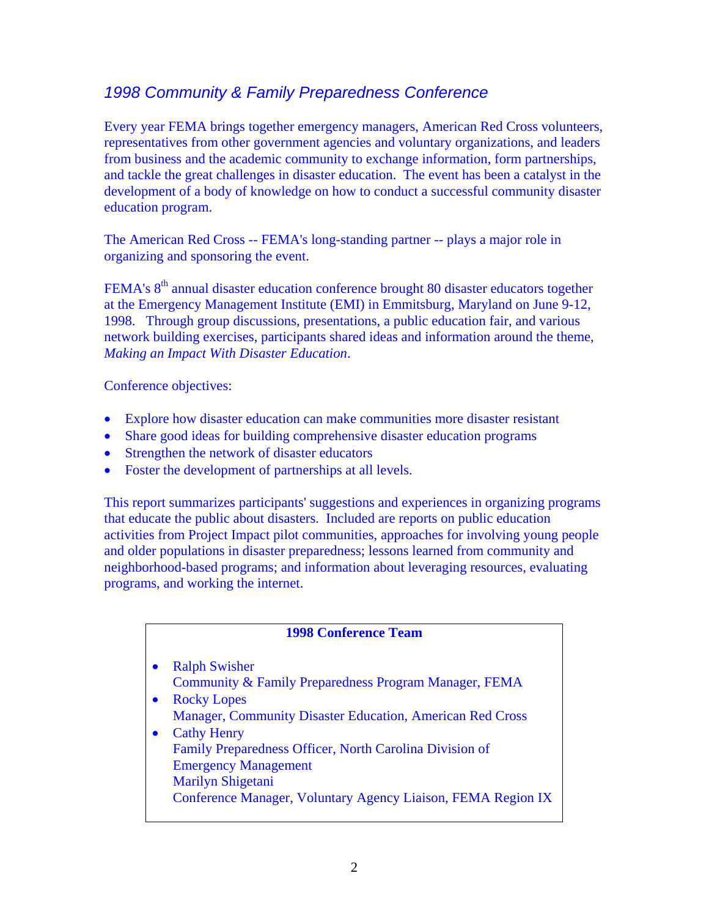## *1998 Community & Family Preparedness Conference*

Every year FEMA brings together emergency managers, American Red Cross volunteers, representatives from other government agencies and voluntary organizations, and leaders from business and the academic community to exchange information, form partnerships, and tackle the great challenges in disaster education. The event has been a catalyst in the development of a body of knowledge on how to conduct a successful community disaster education program.

The American Red Cross -- FEMA's long-standing partner -- plays a major role in organizing and sponsoring the event.

FEMA's 8th annual disaster education conference brought 80 disaster educators together at the Emergency Management Institute (EMI) in Emmitsburg, Maryland on June 9-12, 1998. Through group discussions, presentations, a public education fair, and various network building exercises, participants shared ideas and information around the theme, *Making an Impact With Disaster Education*.

Conference objectives:

- Explore how disaster education can make communities more disaster resistant
- Share good ideas for building comprehensive disaster education programs
- Strengthen the network of disaster educators
- Foster the development of partnerships at all levels.

This report summarizes participants' suggestions and experiences in organizing programs that educate the public about disasters. Included are reports on public education activities from Project Impact pilot communities, approaches for involving young people and older populations in disaster preparedness; lessons learned from community and neighborhood-based programs; and information about leveraging resources, evaluating programs, and working the internet.

**1998 Conference Team**

- Ralph Swisher
  Community & Family Preparedness Program Manager, FEMA
- Rocky Lopes
  Manager, Community Disaster Education, American Red Cross
- Cathy Henry
  Family Preparedness Officer, North Carolina Division of Emergency Management
  Marilyn Shigetani
  Conference Manager, Voluntary Agency Liaison, FEMA Region IX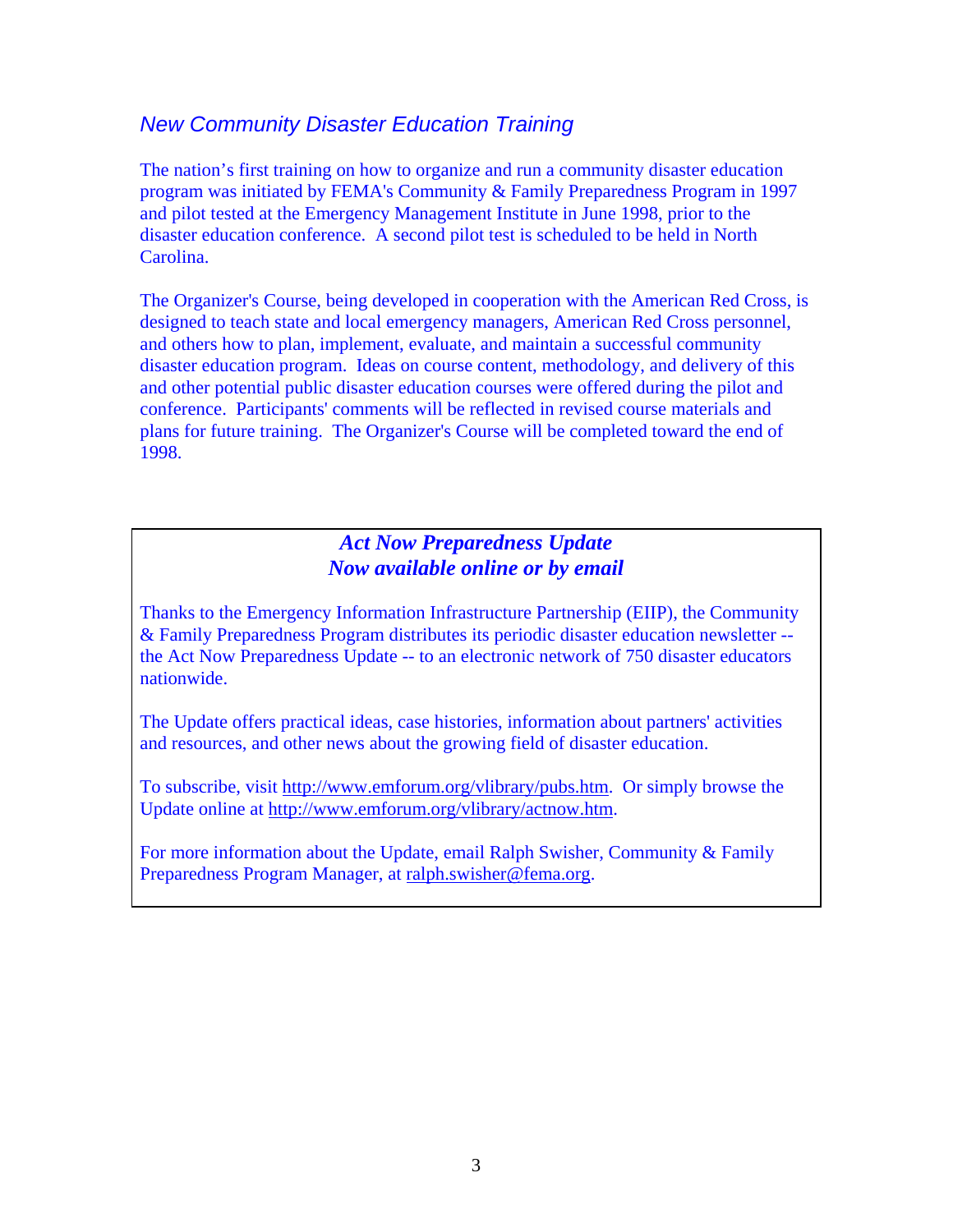## *New Community Disaster Education Training*

The nation's first training on how to organize and run a community disaster education program was initiated by FEMA's Community & Family Preparedness Program in 1997 and pilot tested at the Emergency Management Institute in June 1998, prior to the disaster education conference. A second pilot test is scheduled to be held in North Carolina.

The Organizer's Course, being developed in cooperation with the American Red Cross, is designed to teach state and local emergency managers, American Red Cross personnel, and others how to plan, implement, evaluate, and maintain a successful community disaster education program. Ideas on course content, methodology, and delivery of this and other potential public disaster education courses were offered during the pilot and conference. Participants' comments will be reflected in revised course materials and plans for future training. The Organizer's Course will be completed toward the end of 1998.

### ***Act Now Preparedness Update***
### ***Now available online or by email***

Thanks to the Emergency Information Infrastructure Partnership (EIIP), the Community & Family Preparedness Program distributes its periodic disaster education newsletter -- the Act Now Preparedness Update -- to an electronic network of 750 disaster educators nationwide.

The Update offers practical ideas, case histories, information about partners' activities and resources, and other news about the growing field of disaster education.

To subscribe, visit http://www.emforum.org/vlibrary/pubs.htm. Or simply browse the Update online at http://www.emforum.org/vlibrary/actnow.htm.

For more information about the Update, email Ralph Swisher, Community & Family Preparedness Program Manager, at ralph.swisher@fema.org.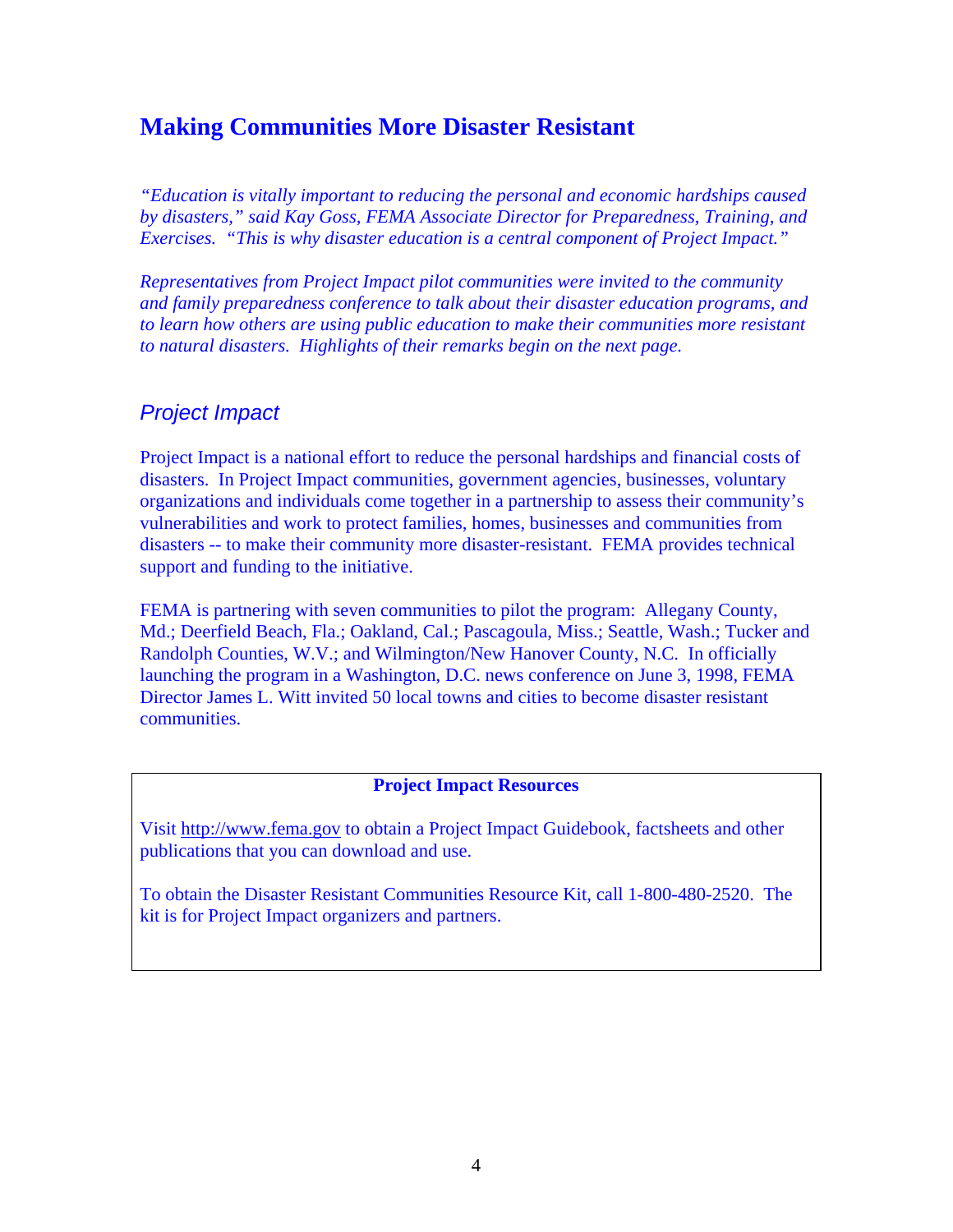# Making Communities More Disaster Resistant

*"Education is vitally important to reducing the personal and economic hardships caused by disasters," said Kay Goss, FEMA Associate Director for Preparedness, Training, and Exercises. "This is why disaster education is a central component of Project Impact."*

*Representatives from Project Impact pilot communities were invited to the community and family preparedness conference to talk about their disaster education programs, and to learn how others are using public education to make their communities more resistant to natural disasters. Highlights of their remarks begin on the next page.*

## *Project Impact*

Project Impact is a national effort to reduce the personal hardships and financial costs of disasters. In Project Impact communities, government agencies, businesses, voluntary organizations and individuals come together in a partnership to assess their community's vulnerabilities and work to protect families, homes, businesses and communities from disasters -- to make their community more disaster-resistant. FEMA provides technical support and funding to the initiative.

FEMA is partnering with seven communities to pilot the program: Allegany County, Md.; Deerfield Beach, Fla.; Oakland, Cal.; Pascagoula, Miss.; Seattle, Wash.; Tucker and Randolph Counties, W.V.; and Wilmington/New Hanover County, N.C. In officially launching the program in a Washington, D.C. news conference on June 3, 1998, FEMA Director James L. Witt invited 50 local towns and cities to become disaster resistant communities.

**Project Impact Resources**

Visit http://www.fema.gov to obtain a Project Impact Guidebook, factsheets and other publications that you can download and use.

To obtain the Disaster Resistant Communities Resource Kit, call 1-800-480-2520. The kit is for Project Impact organizers and partners.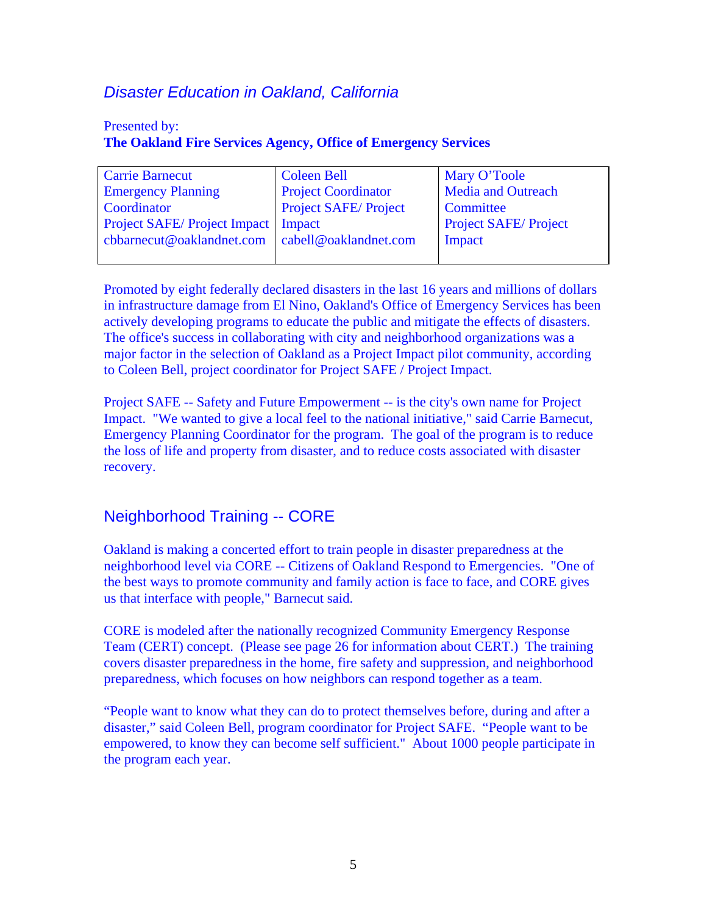## *Disaster Education in Oakland, California*

Presented by:
**The Oakland Fire Services Agency, Office of Emergency Services**

| | | |
|---|---|---|
| Carrie Barnecut<br>Emergency Planning Coordinator<br>Project SAFE/ Project Impact<br>cbbarnecut@oaklandnet.com | Coleen Bell<br>Project Coordinator<br>Project SAFE/ Project Impact<br>cabell@oaklandnet.com | Mary O'Toole<br>Media and Outreach Committee<br>Project SAFE/ Project Impact |

Promoted by eight federally declared disasters in the last 16 years and millions of dollars in infrastructure damage from El Nino, Oakland's Office of Emergency Services has been actively developing programs to educate the public and mitigate the effects of disasters. The office's success in collaborating with city and neighborhood organizations was a major factor in the selection of Oakland as a Project Impact pilot community, according to Coleen Bell, project coordinator for Project SAFE / Project Impact.

Project SAFE -- Safety and Future Empowerment -- is the city's own name for Project Impact. "We wanted to give a local feel to the national initiative," said Carrie Barnecut, Emergency Planning Coordinator for the program. The goal of the program is to reduce the loss of life and property from disaster, and to reduce costs associated with disaster recovery.

## Neighborhood Training -- CORE

Oakland is making a concerted effort to train people in disaster preparedness at the neighborhood level via CORE -- Citizens of Oakland Respond to Emergencies. "One of the best ways to promote community and family action is face to face, and CORE gives us that interface with people," Barnecut said.

CORE is modeled after the nationally recognized Community Emergency Response Team (CERT) concept. (Please see page 26 for information about CERT.) The training covers disaster preparedness in the home, fire safety and suppression, and neighborhood preparedness, which focuses on how neighbors can respond together as a team.

"People want to know what they can do to protect themselves before, during and after a disaster," said Coleen Bell, program coordinator for Project SAFE. "People want to be empowered, to know they can become self sufficient." About 1000 people participate in the program each year.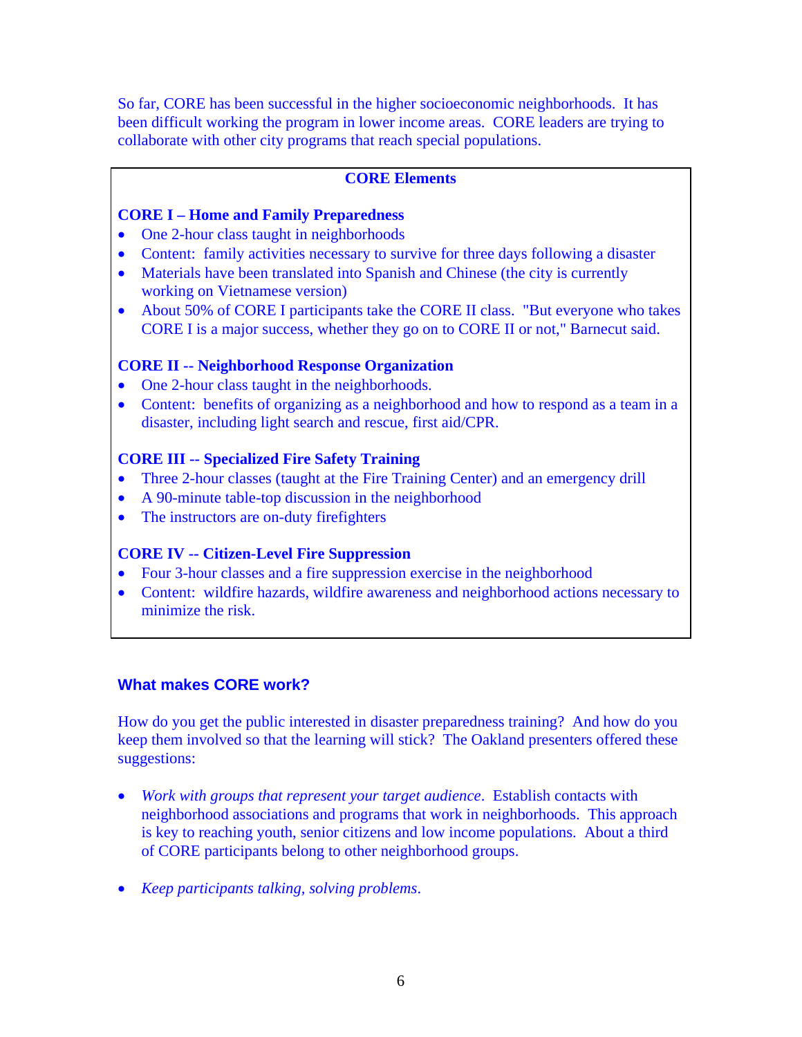So far, CORE has been successful in the higher socioeconomic neighborhoods. It has been difficult working the program in lower income areas. CORE leaders are trying to collaborate with other city programs that reach special populations.

**CORE Elements**

**CORE I – Home and Family Preparedness**

- One 2-hour class taught in neighborhoods
- Content: family activities necessary to survive for three days following a disaster
- Materials have been translated into Spanish and Chinese (the city is currently working on Vietnamese version)
- About 50% of CORE I participants take the CORE II class. "But everyone who takes CORE I is a major success, whether they go on to CORE II or not," Barnecut said.

**CORE II -- Neighborhood Response Organization**

- One 2-hour class taught in the neighborhoods.
- Content: benefits of organizing as a neighborhood and how to respond as a team in a disaster, including light search and rescue, first aid/CPR.

**CORE III -- Specialized Fire Safety Training**

- Three 2-hour classes (taught at the Fire Training Center) and an emergency drill
- A 90-minute table-top discussion in the neighborhood
- The instructors are on-duty firefighters

**CORE IV -- Citizen-Level Fire Suppression**

- Four 3-hour classes and a fire suppression exercise in the neighborhood
- Content: wildfire hazards, wildfire awareness and neighborhood actions necessary to minimize the risk.

## What makes CORE work?

How do you get the public interested in disaster preparedness training? And how do you keep them involved so that the learning will stick? The Oakland presenters offered these suggestions:

- *Work with groups that represent your target audience*. Establish contacts with neighborhood associations and programs that work in neighborhoods. This approach is key to reaching youth, senior citizens and low income populations. About a third of CORE participants belong to other neighborhood groups.

- *Keep participants talking, solving problems*.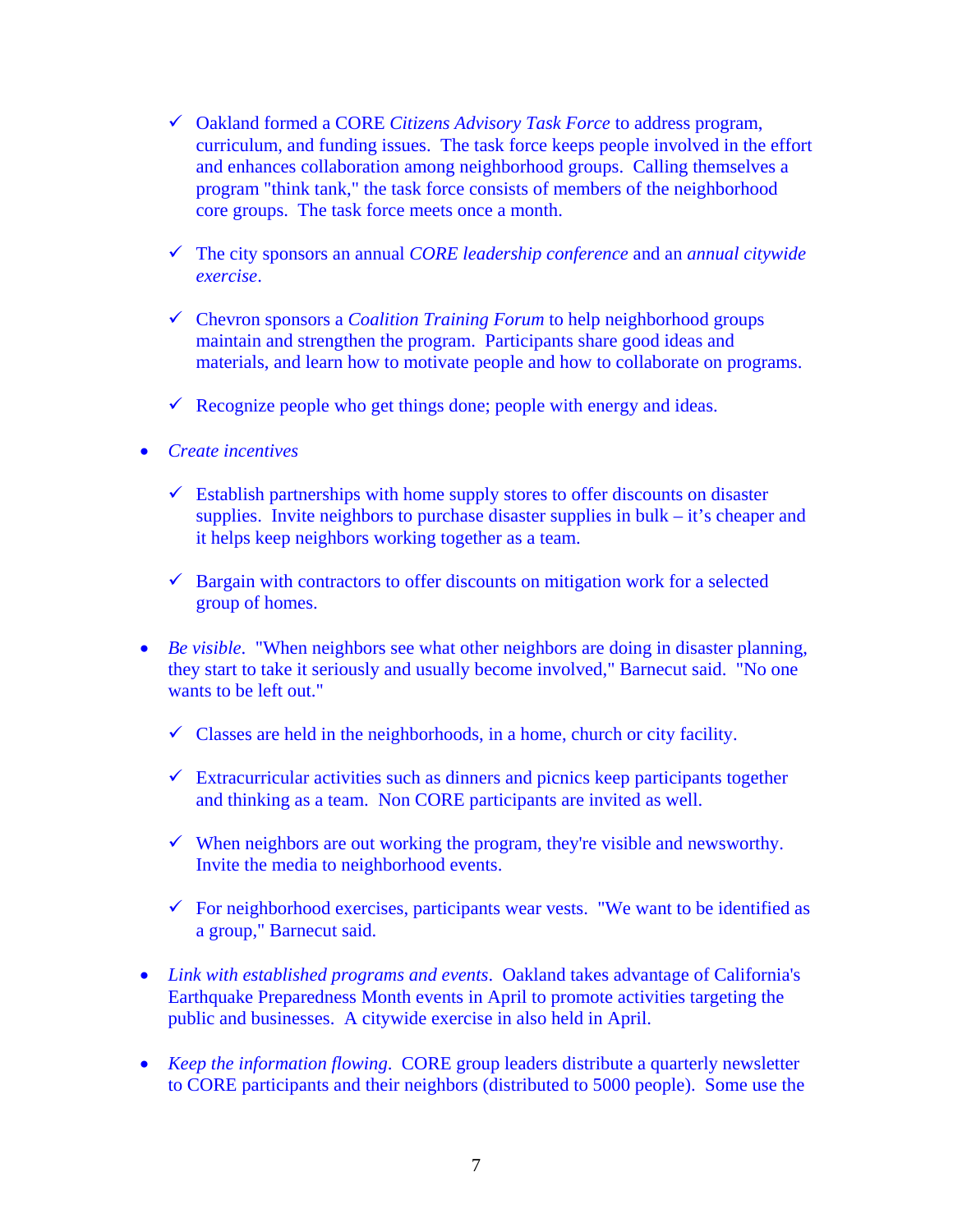- ✓ Oakland formed a CORE *Citizens Advisory Task Force* to address program, curriculum, and funding issues. The task force keeps people involved in the effort and enhances collaboration among neighborhood groups. Calling themselves a program "think tank," the task force consists of members of the neighborhood core groups. The task force meets once a month.

- ✓ The city sponsors an annual *CORE leadership conference* and an *annual citywide exercise*.

- ✓ Chevron sponsors a *Coalition Training Forum* to help neighborhood groups maintain and strengthen the program. Participants share good ideas and materials, and learn how to motivate people and how to collaborate on programs.

- ✓ Recognize people who get things done; people with energy and ideas.

- *Create incentives*

  - ✓ Establish partnerships with home supply stores to offer discounts on disaster supplies. Invite neighbors to purchase disaster supplies in bulk – it's cheaper and it helps keep neighbors working together as a team.

  - ✓ Bargain with contractors to offer discounts on mitigation work for a selected group of homes.

- *Be visible*. "When neighbors see what other neighbors are doing in disaster planning, they start to take it seriously and usually become involved," Barnecut said. "No one wants to be left out."

  - ✓ Classes are held in the neighborhoods, in a home, church or city facility.

  - ✓ Extracurricular activities such as dinners and picnics keep participants together and thinking as a team. Non CORE participants are invited as well.

  - ✓ When neighbors are out working the program, they're visible and newsworthy. Invite the media to neighborhood events.

  - ✓ For neighborhood exercises, participants wear vests. "We want to be identified as a group," Barnecut said.

- *Link with established programs and events*. Oakland takes advantage of California's Earthquake Preparedness Month events in April to promote activities targeting the public and businesses. A citywide exercise in also held in April.

- *Keep the information flowing*. CORE group leaders distribute a quarterly newsletter to CORE participants and their neighbors (distributed to 5000 people). Some use the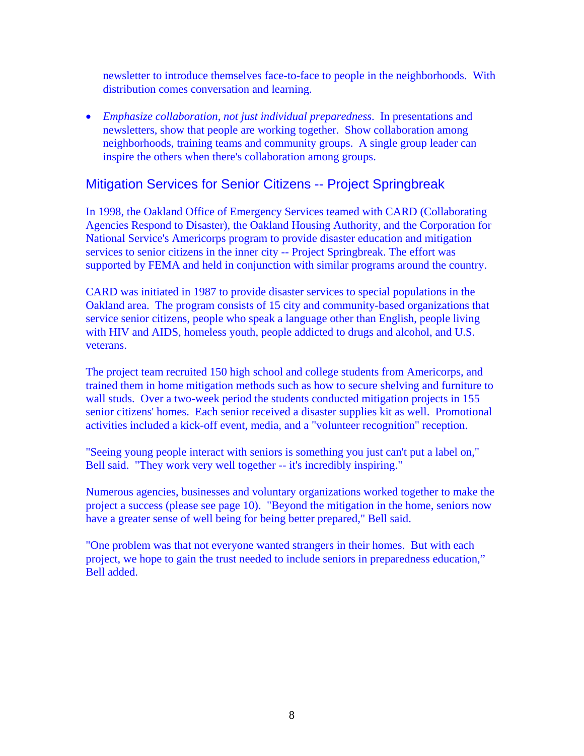newsletter to introduce themselves face-to-face to people in the neighborhoods. With distribution comes conversation and learning.

- *Emphasize collaboration, not just individual preparedness.* In presentations and newsletters, show that people are working together. Show collaboration among neighborhoods, training teams and community groups. A single group leader can inspire the others when there's collaboration among groups.

## Mitigation Services for Senior Citizens -- Project Springbreak

In 1998, the Oakland Office of Emergency Services teamed with CARD (Collaborating Agencies Respond to Disaster), the Oakland Housing Authority, and the Corporation for National Service's Americorps program to provide disaster education and mitigation services to senior citizens in the inner city -- Project Springbreak. The effort was supported by FEMA and held in conjunction with similar programs around the country.

CARD was initiated in 1987 to provide disaster services to special populations in the Oakland area. The program consists of 15 city and community-based organizations that service senior citizens, people who speak a language other than English, people living with HIV and AIDS, homeless youth, people addicted to drugs and alcohol, and U.S. veterans.

The project team recruited 150 high school and college students from Americorps, and trained them in home mitigation methods such as how to secure shelving and furniture to wall studs. Over a two-week period the students conducted mitigation projects in 155 senior citizens' homes. Each senior received a disaster supplies kit as well. Promotional activities included a kick-off event, media, and a "volunteer recognition" reception.

"Seeing young people interact with seniors is something you just can't put a label on," Bell said. "They work very well together -- it's incredibly inspiring."

Numerous agencies, businesses and voluntary organizations worked together to make the project a success (please see page 10). "Beyond the mitigation in the home, seniors now have a greater sense of well being for being better prepared," Bell said.

"One problem was that not everyone wanted strangers in their homes. But with each project, we hope to gain the trust needed to include seniors in preparedness education," Bell added.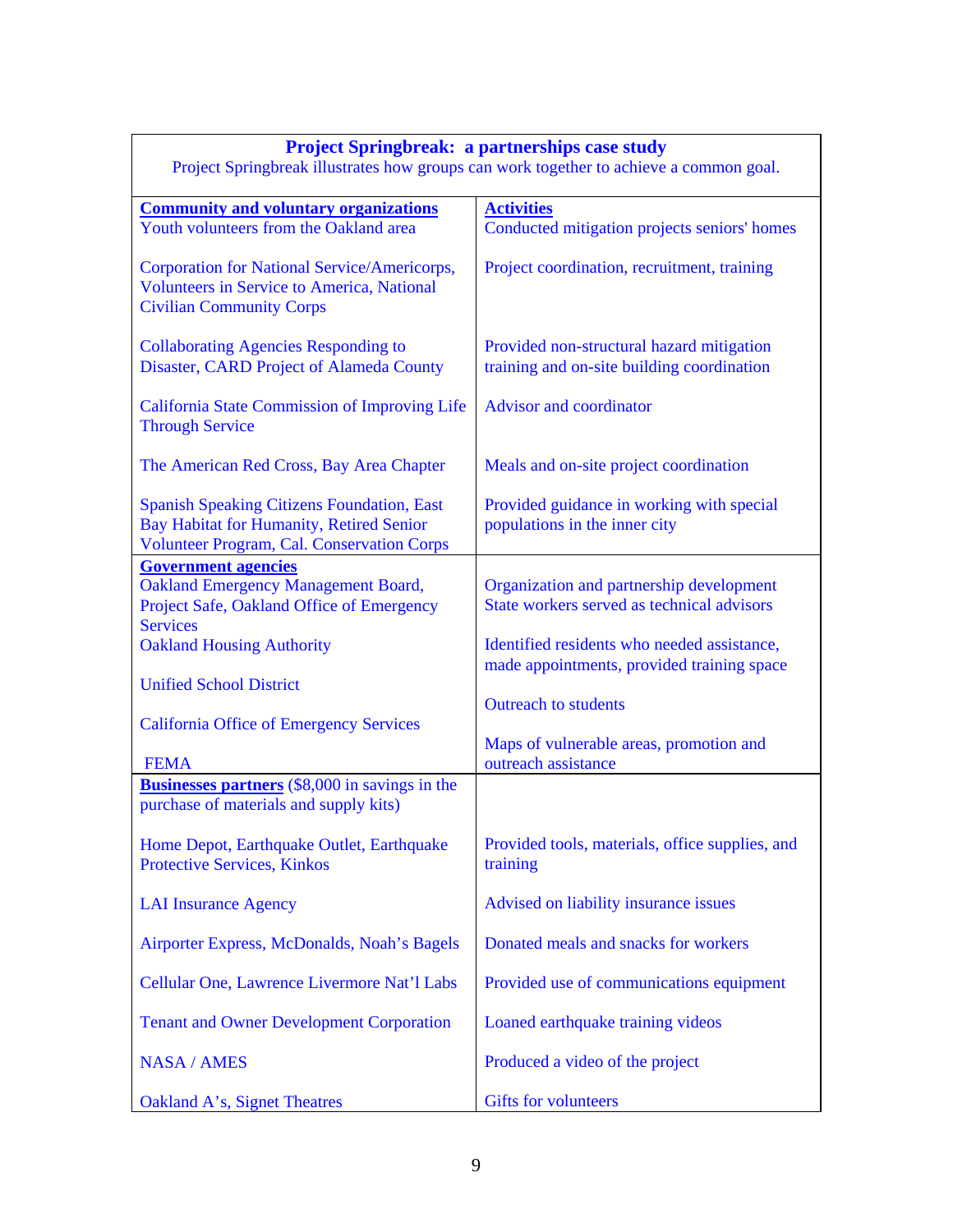| **Project Springbreak: a partnerships case study**<br>Project Springbreak illustrates how groups can work together to achieve a common goal. | |
|---|---|
| **Community and voluntary organizations** | **Activities** |
| Youth volunteers from the Oakland area | Conducted mitigation projects seniors' homes |
| Corporation for National Service/Americorps, Volunteers in Service to America, National Civilian Community Corps | Project coordination, recruitment, training |
| Collaborating Agencies Responding to Disaster, CARD Project of Alameda County | Provided non-structural hazard mitigation training and on-site building coordination |
| California State Commission of Improving Life Through Service | Advisor and coordinator |
| The American Red Cross, Bay Area Chapter | Meals and on-site project coordination |
| Spanish Speaking Citizens Foundation, East Bay Habitat for Humanity, Retired Senior Volunteer Program, Cal. Conservation Corps | Provided guidance in working with special populations in the inner city |
| **Government agencies** | |
| Oakland Emergency Management Board, Project Safe, Oakland Office of Emergency Services | Organization and partnership development State workers served as technical advisors |
| Oakland Housing Authority | Identified residents who needed assistance, made appointments, provided training space |
| Unified School District | Outreach to students |
| California Office of Emergency Services | Maps of vulnerable areas, promotion and outreach assistance |
| FEMA | |
| **Businesses partners** ($8,000 in savings in the purchase of materials and supply kits) | |
| Home Depot, Earthquake Outlet, Earthquake Protective Services, Kinkos | Provided tools, materials, office supplies, and training |
| LAI Insurance Agency | Advised on liability insurance issues |
| Airporter Express, McDonalds, Noah's Bagels | Donated meals and snacks for workers |
| Cellular One, Lawrence Livermore Nat'l Labs | Provided use of communications equipment |
| Tenant and Owner Development Corporation | Loaned earthquake training videos |
| NASA / AMES | Produced a video of the project |
| Oakland A's, Signet Theatres | Gifts for volunteers |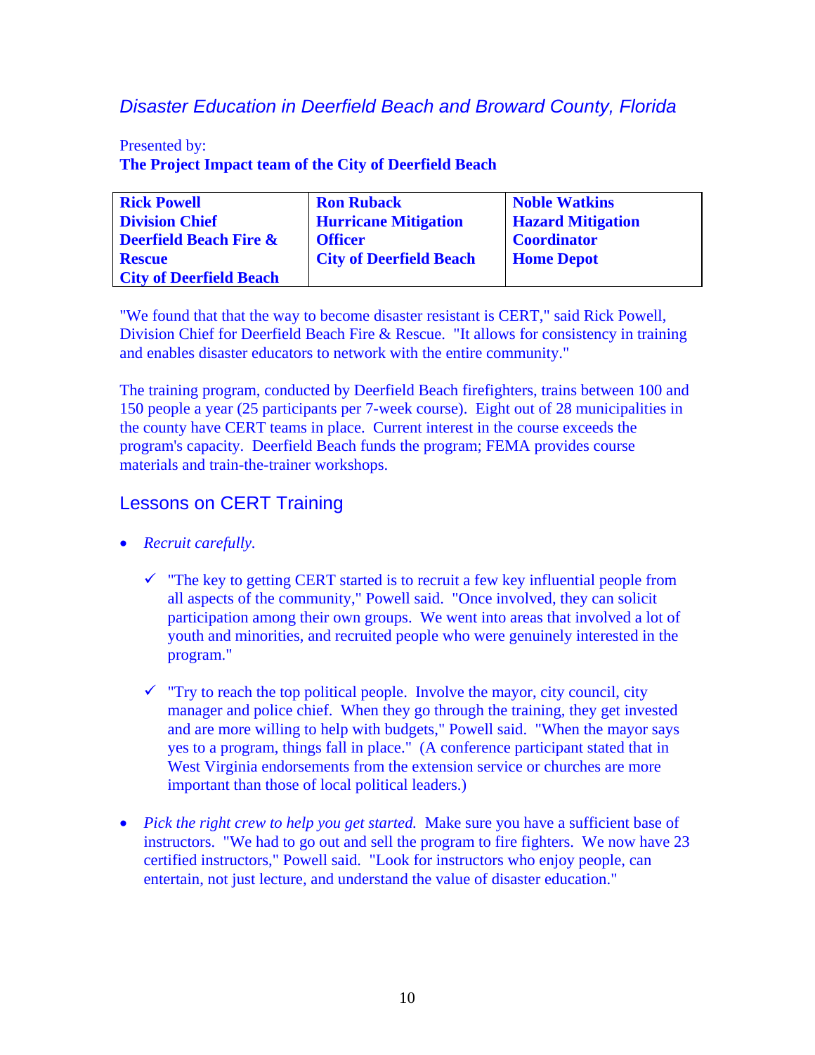## *Disaster Education in Deerfield Beach and Broward County, Florida*

Presented by:
**The Project Impact team of the City of Deerfield Beach**

| | | |
|---|---|---|
| **Rick Powell**<br>**Division Chief**<br>**Deerfield Beach Fire & Rescue**<br>**City of Deerfield Beach** | **Ron Ruback**<br>**Hurricane Mitigation Officer**<br>**City of Deerfield Beach** | **Noble Watkins**<br>**Hazard Mitigation Coordinator**<br>**Home Depot** |

"We found that that the way to become disaster resistant is CERT," said Rick Powell, Division Chief for Deerfield Beach Fire & Rescue. "It allows for consistency in training and enables disaster educators to network with the entire community."

The training program, conducted by Deerfield Beach firefighters, trains between 100 and 150 people a year (25 participants per 7-week course). Eight out of 28 municipalities in the county have CERT teams in place. Current interest in the course exceeds the program's capacity. Deerfield Beach funds the program; FEMA provides course materials and train-the-trainer workshops.

### Lessons on CERT Training

- *Recruit carefully.*
  - ✓ "The key to getting CERT started is to recruit a few key influential people from all aspects of the community," Powell said. "Once involved, they can solicit participation among their own groups. We went into areas that involved a lot of youth and minorities, and recruited people who were genuinely interested in the program."
  - ✓ "Try to reach the top political people. Involve the mayor, city council, city manager and police chief. When they go through the training, they get invested and are more willing to help with budgets," Powell said. "When the mayor says yes to a program, things fall in place." (A conference participant stated that in West Virginia endorsements from the extension service or churches are more important than those of local political leaders.)
- *Pick the right crew to help you get started.* Make sure you have a sufficient base of instructors. "We had to go out and sell the program to fire fighters. We now have 23 certified instructors," Powell said. "Look for instructors who enjoy people, can entertain, not just lecture, and understand the value of disaster education."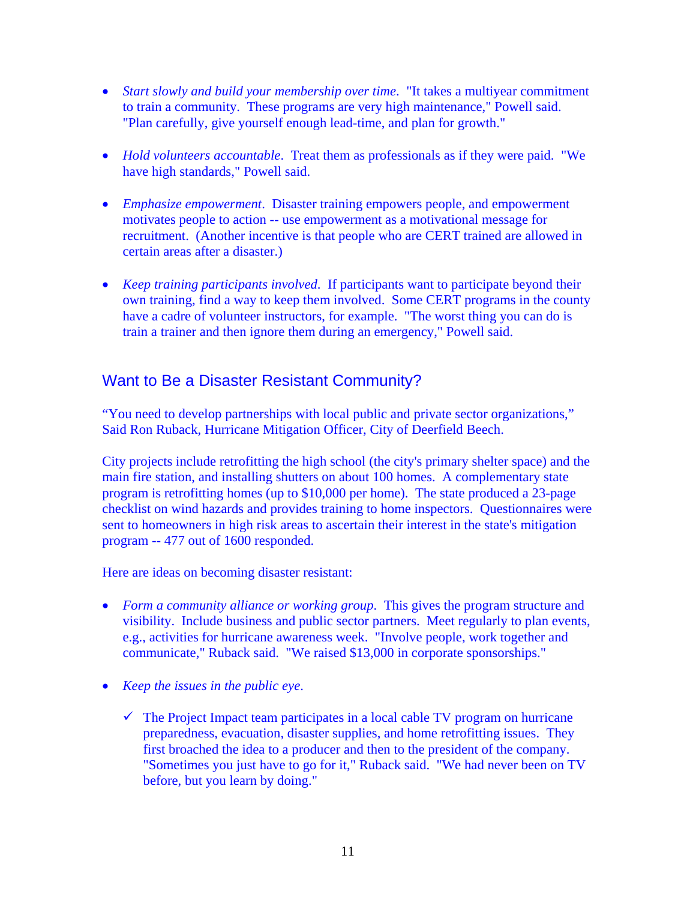- *Start slowly and build your membership over time*. "It takes a multiyear commitment to train a community. These programs are very high maintenance," Powell said. "Plan carefully, give yourself enough lead-time, and plan for growth."

- *Hold volunteers accountable*. Treat them as professionals as if they were paid. "We have high standards," Powell said.

- *Emphasize empowerment*. Disaster training empowers people, and empowerment motivates people to action -- use empowerment as a motivational message for recruitment. (Another incentive is that people who are CERT trained are allowed in certain areas after a disaster.)

- *Keep training participants involved*. If participants want to participate beyond their own training, find a way to keep them involved. Some CERT programs in the county have a cadre of volunteer instructors, for example. "The worst thing you can do is train a trainer and then ignore them during an emergency," Powell said.

## Want to Be a Disaster Resistant Community?

"You need to develop partnerships with local public and private sector organizations," Said Ron Ruback, Hurricane Mitigation Officer, City of Deerfield Beech.

City projects include retrofitting the high school (the city's primary shelter space) and the main fire station, and installing shutters on about 100 homes. A complementary state program is retrofitting homes (up to $10,000 per home). The state produced a 23-page checklist on wind hazards and provides training to home inspectors. Questionnaires were sent to homeowners in high risk areas to ascertain their interest in the state's mitigation program -- 477 out of 1600 responded.

Here are ideas on becoming disaster resistant:

- *Form a community alliance or working group*. This gives the program structure and visibility. Include business and public sector partners. Meet regularly to plan events, e.g., activities for hurricane awareness week. "Involve people, work together and communicate," Ruback said. "We raised $13,000 in corporate sponsorships."

- *Keep the issues in the public eye*.

  - ✓ The Project Impact team participates in a local cable TV program on hurricane preparedness, evacuation, disaster supplies, and home retrofitting issues. They first broached the idea to a producer and then to the president of the company. "Sometimes you just have to go for it," Ruback said. "We had never been on TV before, but you learn by doing."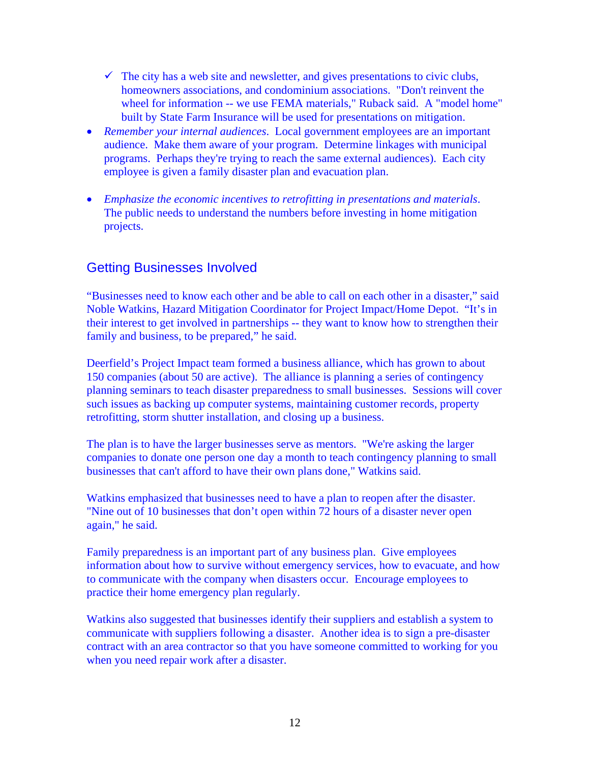- ✓ The city has a web site and newsletter, and gives presentations to civic clubs, homeowners associations, and condominium associations. "Don't reinvent the wheel for information -- we use FEMA materials," Ruback said. A "model home" built by State Farm Insurance will be used for presentations on mitigation.

- *Remember your internal audiences*. Local government employees are an important audience. Make them aware of your program. Determine linkages with municipal programs. Perhaps they're trying to reach the same external audiences). Each city employee is given a family disaster plan and evacuation plan.

- *Emphasize the economic incentives to retrofitting in presentations and materials*. The public needs to understand the numbers before investing in home mitigation projects.

## Getting Businesses Involved

"Businesses need to know each other and be able to call on each other in a disaster," said Noble Watkins, Hazard Mitigation Coordinator for Project Impact/Home Depot. "It's in their interest to get involved in partnerships -- they want to know how to strengthen their family and business, to be prepared," he said.

Deerfield's Project Impact team formed a business alliance, which has grown to about 150 companies (about 50 are active). The alliance is planning a series of contingency planning seminars to teach disaster preparedness to small businesses. Sessions will cover such issues as backing up computer systems, maintaining customer records, property retrofitting, storm shutter installation, and closing up a business.

The plan is to have the larger businesses serve as mentors. "We're asking the larger companies to donate one person one day a month to teach contingency planning to small businesses that can't afford to have their own plans done," Watkins said.

Watkins emphasized that businesses need to have a plan to reopen after the disaster. "Nine out of 10 businesses that don't open within 72 hours of a disaster never open again," he said.

Family preparedness is an important part of any business plan. Give employees information about how to survive without emergency services, how to evacuate, and how to communicate with the company when disasters occur. Encourage employees to practice their home emergency plan regularly.

Watkins also suggested that businesses identify their suppliers and establish a system to communicate with suppliers following a disaster. Another idea is to sign a pre-disaster contract with an area contractor so that you have someone committed to working for you when you need repair work after a disaster.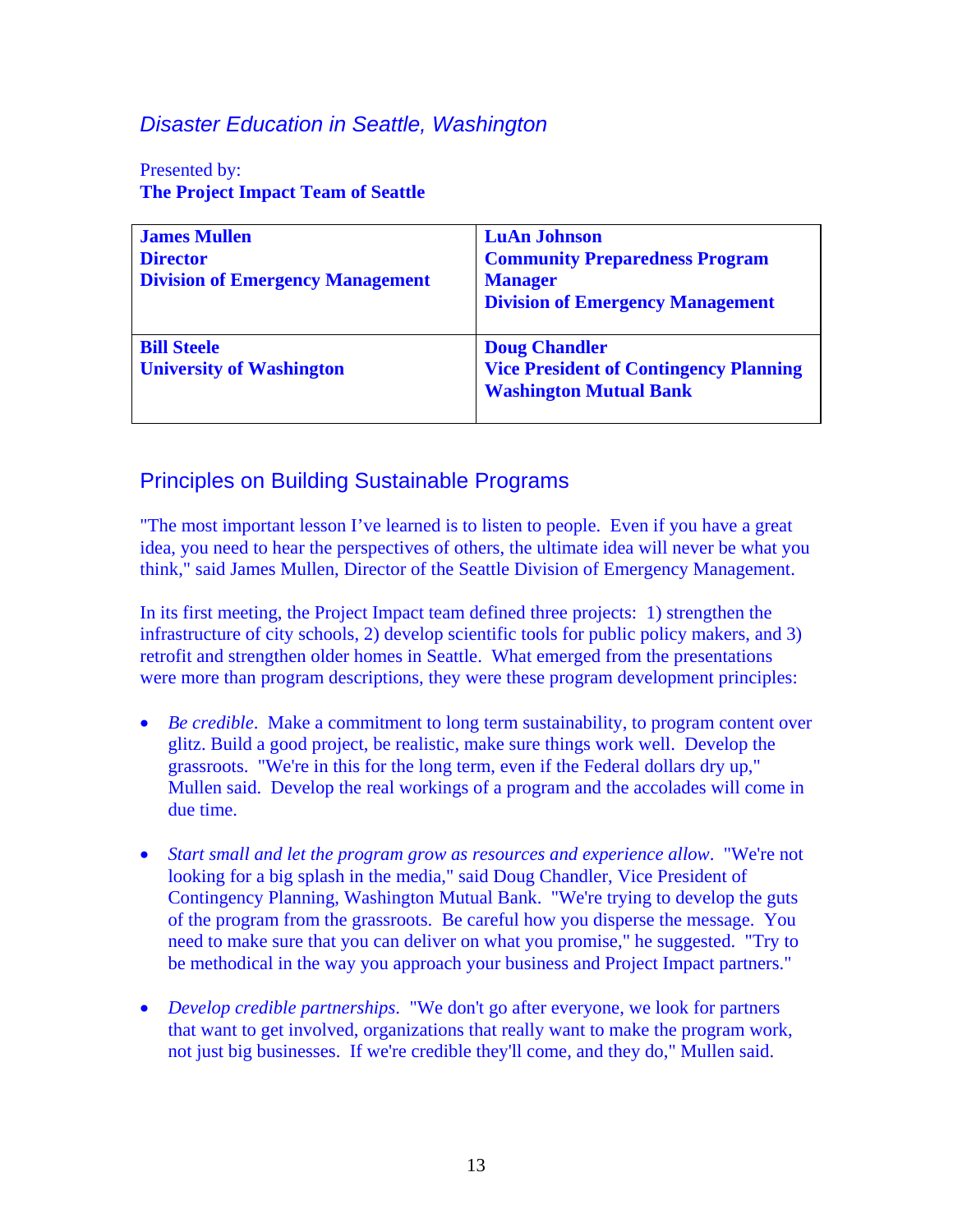## *Disaster Education in Seattle, Washington*

Presented by:
**The Project Impact Team of Seattle**

| | |
|---|---|
| **James Mullen**<br>**Director**<br>**Division of Emergency Management** | **LuAn Johnson**<br>**Community Preparedness Program Manager**<br>**Division of Emergency Management** |
| **Bill Steele**<br>**University of Washington** | **Doug Chandler**<br>**Vice President of Contingency Planning**<br>**Washington Mutual Bank** |

## Principles on Building Sustainable Programs

"The most important lesson I've learned is to listen to people. Even if you have a great idea, you need to hear the perspectives of others, the ultimate idea will never be what you think," said James Mullen, Director of the Seattle Division of Emergency Management.

In its first meeting, the Project Impact team defined three projects: 1) strengthen the infrastructure of city schools, 2) develop scientific tools for public policy makers, and 3) retrofit and strengthen older homes in Seattle. What emerged from the presentations were more than program descriptions, they were these program development principles:

- *Be credible*. Make a commitment to long term sustainability, to program content over glitz. Build a good project, be realistic, make sure things work well. Develop the grassroots. "We're in this for the long term, even if the Federal dollars dry up," Mullen said. Develop the real workings of a program and the accolades will come in due time.

- *Start small and let the program grow as resources and experience allow*. "We're not looking for a big splash in the media," said Doug Chandler, Vice President of Contingency Planning, Washington Mutual Bank. "We're trying to develop the guts of the program from the grassroots. Be careful how you disperse the message. You need to make sure that you can deliver on what you promise," he suggested. "Try to be methodical in the way you approach your business and Project Impact partners."

- *Develop credible partnerships*. "We don't go after everyone, we look for partners that want to get involved, organizations that really want to make the program work, not just big businesses. If we're credible they'll come, and they do," Mullen said.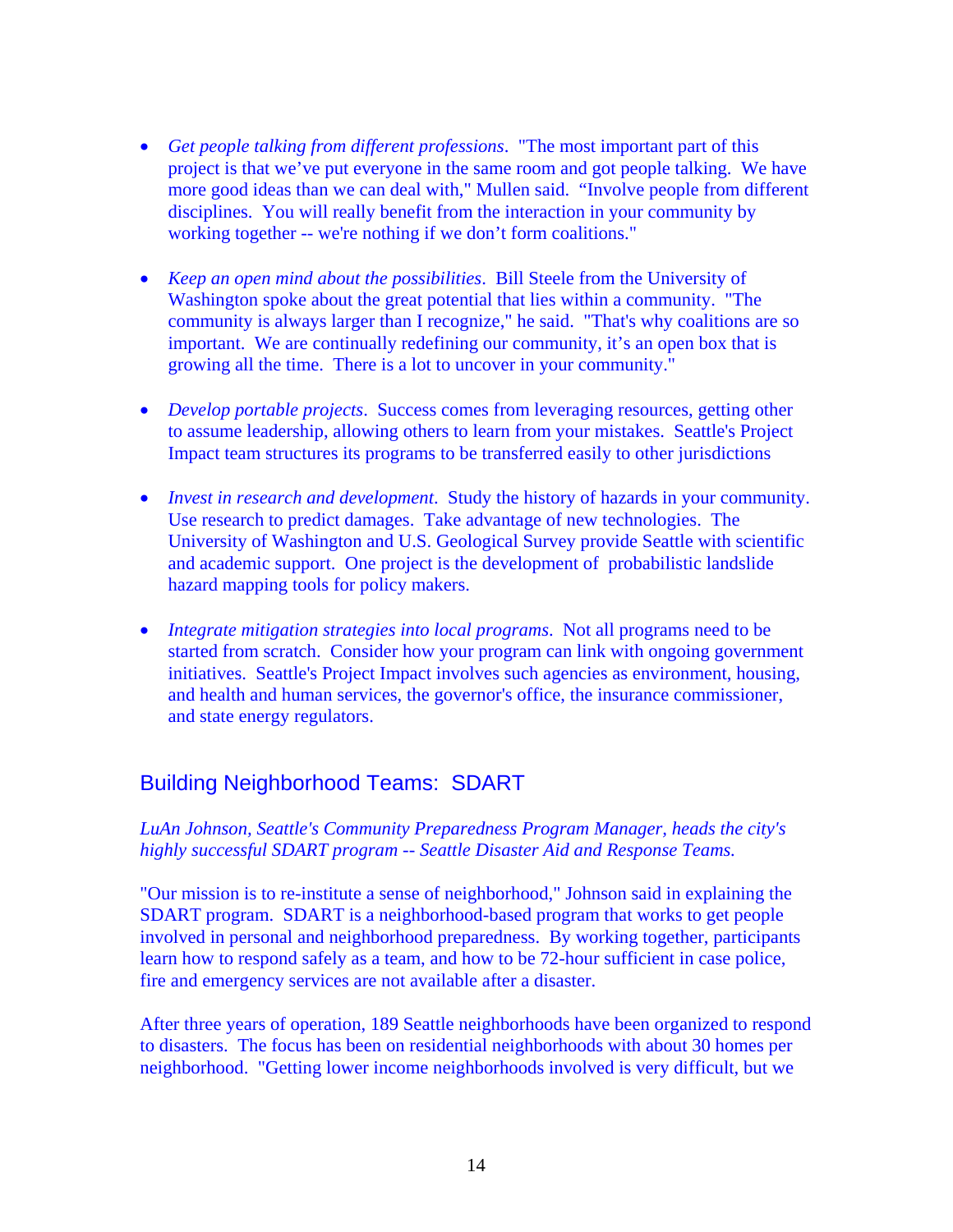- *Get people talking from different professions*. "The most important part of this project is that we've put everyone in the same room and got people talking. We have more good ideas than we can deal with," Mullen said. "Involve people from different disciplines. You will really benefit from the interaction in your community by working together -- we're nothing if we don't form coalitions."

- *Keep an open mind about the possibilities*. Bill Steele from the University of Washington spoke about the great potential that lies within a community. "The community is always larger than I recognize," he said. "That's why coalitions are so important. We are continually redefining our community, it's an open box that is growing all the time. There is a lot to uncover in your community."

- *Develop portable projects*. Success comes from leveraging resources, getting other to assume leadership, allowing others to learn from your mistakes. Seattle's Project Impact team structures its programs to be transferred easily to other jurisdictions

- *Invest in research and development*. Study the history of hazards in your community. Use research to predict damages. Take advantage of new technologies. The University of Washington and U.S. Geological Survey provide Seattle with scientific and academic support. One project is the development of probabilistic landslide hazard mapping tools for policy makers.

- *Integrate mitigation strategies into local programs*. Not all programs need to be started from scratch. Consider how your program can link with ongoing government initiatives. Seattle's Project Impact involves such agencies as environment, housing, and health and human services, the governor's office, the insurance commissioner, and state energy regulators.

## Building Neighborhood Teams: SDART

*LuAn Johnson, Seattle's Community Preparedness Program Manager, heads the city's highly successful SDART program -- Seattle Disaster Aid and Response Teams.*

"Our mission is to re-institute a sense of neighborhood," Johnson said in explaining the SDART program. SDART is a neighborhood-based program that works to get people involved in personal and neighborhood preparedness. By working together, participants learn how to respond safely as a team, and how to be 72-hour sufficient in case police, fire and emergency services are not available after a disaster.

After three years of operation, 189 Seattle neighborhoods have been organized to respond to disasters. The focus has been on residential neighborhoods with about 30 homes per neighborhood. "Getting lower income neighborhoods involved is very difficult, but we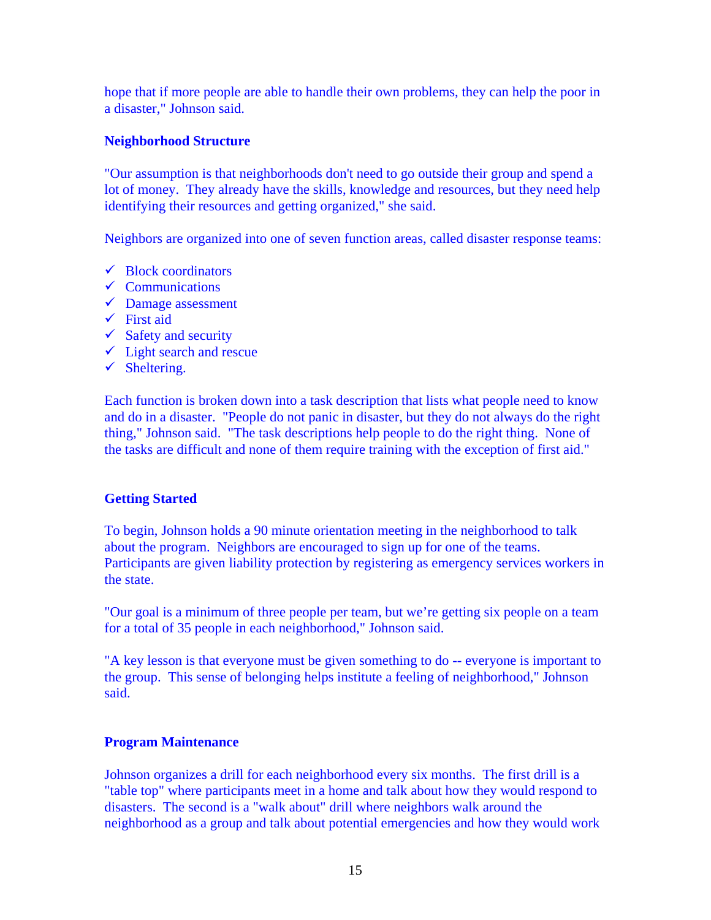hope that if more people are able to handle their own problems, they can help the poor in a disaster," Johnson said.

### Neighborhood Structure

"Our assumption is that neighborhoods don't need to go outside their group and spend a lot of money. They already have the skills, knowledge and resources, but they need help identifying their resources and getting organized," she said.

Neighbors are organized into one of seven function areas, called disaster response teams:

- ✓ Block coordinators
- ✓ Communications
- ✓ Damage assessment
- ✓ First aid
- ✓ Safety and security
- ✓ Light search and rescue
- ✓ Sheltering.

Each function is broken down into a task description that lists what people need to know and do in a disaster. "People do not panic in disaster, but they do not always do the right thing," Johnson said. "The task descriptions help people to do the right thing. None of the tasks are difficult and none of them require training with the exception of first aid."

### Getting Started

To begin, Johnson holds a 90 minute orientation meeting in the neighborhood to talk about the program. Neighbors are encouraged to sign up for one of the teams. Participants are given liability protection by registering as emergency services workers in the state.

"Our goal is a minimum of three people per team, but we're getting six people on a team for a total of 35 people in each neighborhood," Johnson said.

"A key lesson is that everyone must be given something to do -- everyone is important to the group. This sense of belonging helps institute a feeling of neighborhood," Johnson said.

### Program Maintenance

Johnson organizes a drill for each neighborhood every six months. The first drill is a "table top" where participants meet in a home and talk about how they would respond to disasters. The second is a "walk about" drill where neighbors walk around the neighborhood as a group and talk about potential emergencies and how they would work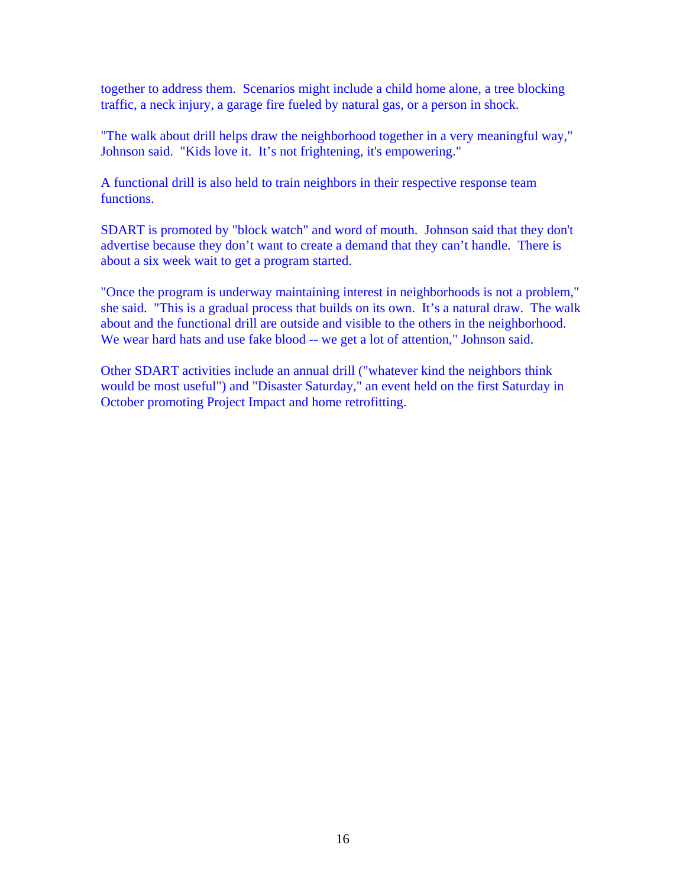together to address them. Scenarios might include a child home alone, a tree blocking traffic, a neck injury, a garage fire fueled by natural gas, or a person in shock.

"The walk about drill helps draw the neighborhood together in a very meaningful way," Johnson said. "Kids love it. It's not frightening, it's empowering."

A functional drill is also held to train neighbors in their respective response team functions.

SDART is promoted by "block watch" and word of mouth. Johnson said that they don't advertise because they don't want to create a demand that they can't handle. There is about a six week wait to get a program started.

"Once the program is underway maintaining interest in neighborhoods is not a problem," she said. "This is a gradual process that builds on its own. It's a natural draw. The walk about and the functional drill are outside and visible to the others in the neighborhood. We wear hard hats and use fake blood -- we get a lot of attention," Johnson said.

Other SDART activities include an annual drill ("whatever kind the neighbors think would be most useful") and "Disaster Saturday," an event held on the first Saturday in October promoting Project Impact and home retrofitting.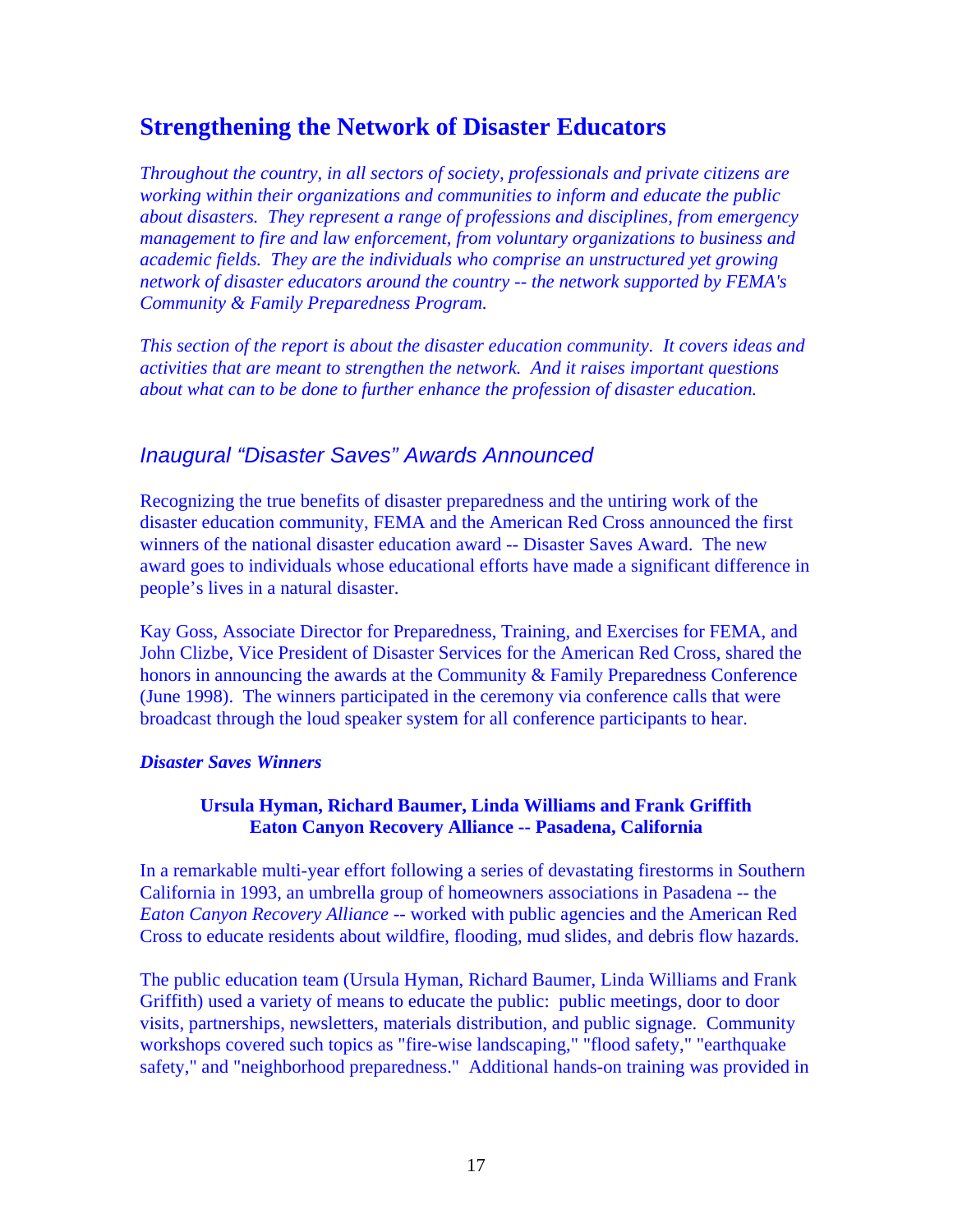## Strengthening the Network of Disaster Educators

*Throughout the country, in all sectors of society, professionals and private citizens are working within their organizations and communities to inform and educate the public about disasters. They represent a range of professions and disciplines, from emergency management to fire and law enforcement, from voluntary organizations to business and academic fields. They are the individuals who comprise an unstructured yet growing network of disaster educators around the country -- the network supported by FEMA's Community & Family Preparedness Program.*

*This section of the report is about the disaster education community. It covers ideas and activities that are meant to strengthen the network. And it raises important questions about what can to be done to further enhance the profession of disaster education.*

### *Inaugural "Disaster Saves" Awards Announced*

Recognizing the true benefits of disaster preparedness and the untiring work of the disaster education community, FEMA and the American Red Cross announced the first winners of the national disaster education award -- Disaster Saves Award. The new award goes to individuals whose educational efforts have made a significant difference in people's lives in a natural disaster.

Kay Goss, Associate Director for Preparedness, Training, and Exercises for FEMA, and John Clizbe, Vice President of Disaster Services for the American Red Cross, shared the honors in announcing the awards at the Community & Family Preparedness Conference (June 1998). The winners participated in the ceremony via conference calls that were broadcast through the loud speaker system for all conference participants to hear.

***Disaster Saves Winners***

**Ursula Hyman, Richard Baumer, Linda Williams and Frank Griffith**
**Eaton Canyon Recovery Alliance -- Pasadena, California**

In a remarkable multi-year effort following a series of devastating firestorms in Southern California in 1993, an umbrella group of homeowners associations in Pasadena -- the *Eaton Canyon Recovery Alliance* -- worked with public agencies and the American Red Cross to educate residents about wildfire, flooding, mud slides, and debris flow hazards.

The public education team (Ursula Hyman, Richard Baumer, Linda Williams and Frank Griffith) used a variety of means to educate the public: public meetings, door to door visits, partnerships, newsletters, materials distribution, and public signage. Community workshops covered such topics as "fire-wise landscaping," "flood safety," "earthquake safety," and "neighborhood preparedness." Additional hands-on training was provided in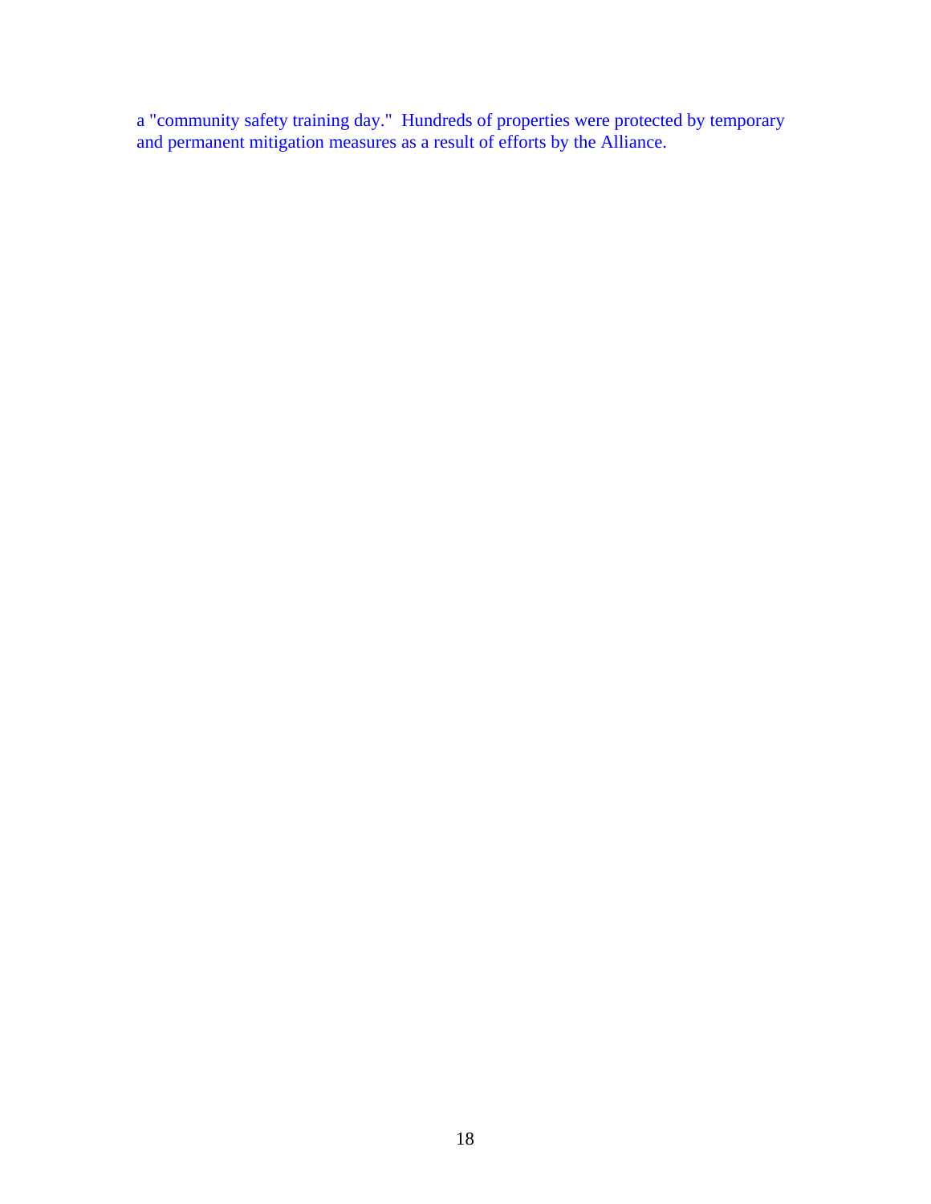a "community safety training day." Hundreds of properties were protected by temporary and permanent mitigation measures as a result of efforts by the Alliance.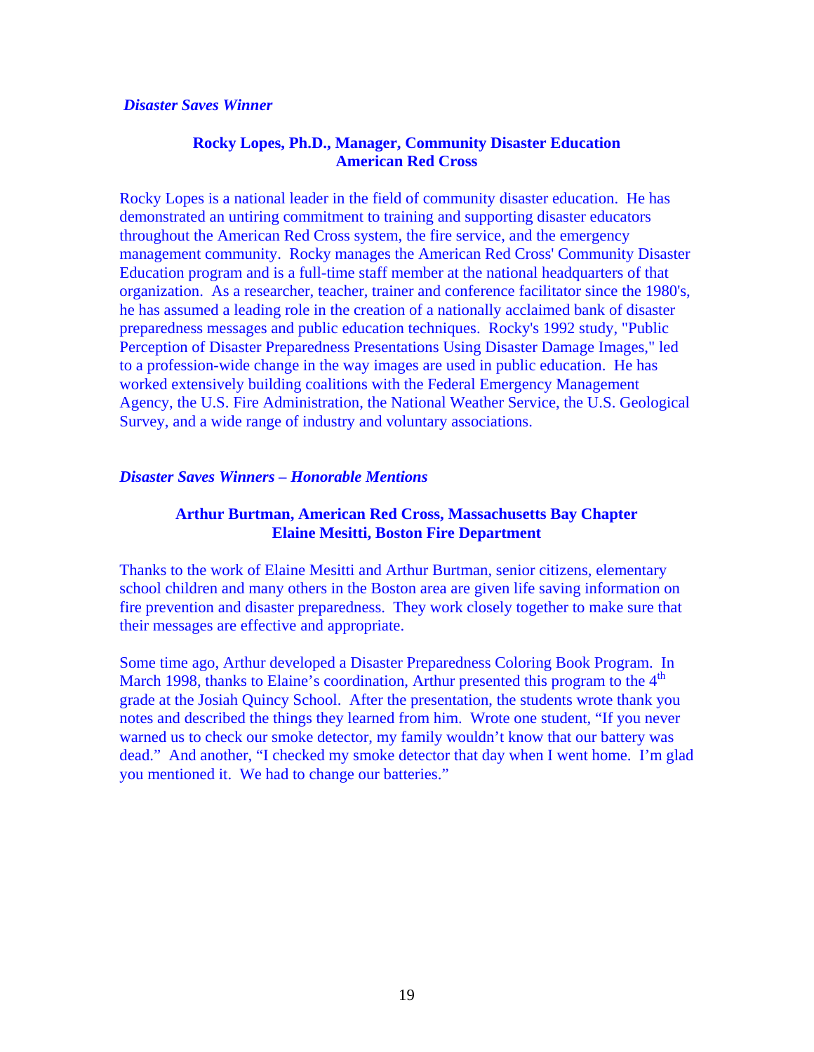### *Disaster Saves Winner*

**Rocky Lopes, Ph.D., Manager, Community Disaster Education**
**American Red Cross**

Rocky Lopes is a national leader in the field of community disaster education. He has demonstrated an untiring commitment to training and supporting disaster educators throughout the American Red Cross system, the fire service, and the emergency management community. Rocky manages the American Red Cross' Community Disaster Education program and is a full-time staff member at the national headquarters of that organization. As a researcher, teacher, trainer and conference facilitator since the 1980's, he has assumed a leading role in the creation of a nationally acclaimed bank of disaster preparedness messages and public education techniques. Rocky's 1992 study, "Public Perception of Disaster Preparedness Presentations Using Disaster Damage Images," led to a profession-wide change in the way images are used in public education. He has worked extensively building coalitions with the Federal Emergency Management Agency, the U.S. Fire Administration, the National Weather Service, the U.S. Geological Survey, and a wide range of industry and voluntary associations.

### *Disaster Saves Winners – Honorable Mentions*

**Arthur Burtman, American Red Cross, Massachusetts Bay Chapter**
**Elaine Mesitti, Boston Fire Department**

Thanks to the work of Elaine Mesitti and Arthur Burtman, senior citizens, elementary school children and many others in the Boston area are given life saving information on fire prevention and disaster preparedness. They work closely together to make sure that their messages are effective and appropriate.

Some time ago, Arthur developed a Disaster Preparedness Coloring Book Program. In March 1998, thanks to Elaine's coordination, Arthur presented this program to the 4th grade at the Josiah Quincy School. After the presentation, the students wrote thank you notes and described the things they learned from him. Wrote one student, "If you never warned us to check our smoke detector, my family wouldn't know that our battery was dead." And another, "I checked my smoke detector that day when I went home. I'm glad you mentioned it. We had to change our batteries."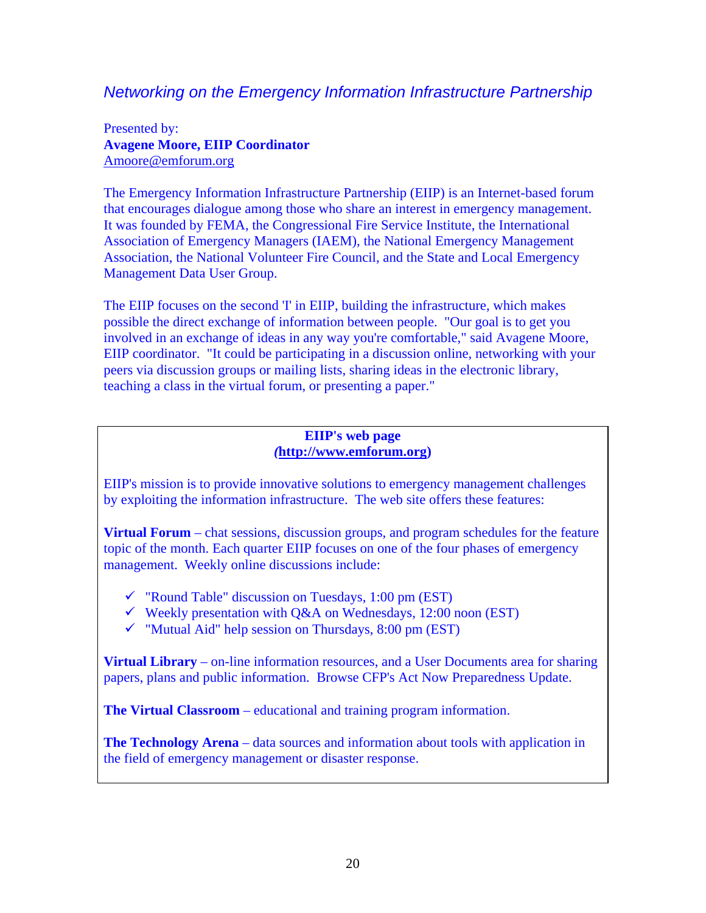## *Networking on the Emergency Information Infrastructure Partnership*

Presented by:
**Avagene Moore, EIIP Coordinator**
Amoore@emforum.org

The Emergency Information Infrastructure Partnership (EIIP) is an Internet-based forum that encourages dialogue among those who share an interest in emergency management. It was founded by FEMA, the Congressional Fire Service Institute, the International Association of Emergency Managers (IAEM), the National Emergency Management Association, the National Volunteer Fire Council, and the State and Local Emergency Management Data User Group.

The EIIP focuses on the second 'I' in EIIP, building the infrastructure, which makes possible the direct exchange of information between people. "Our goal is to get you involved in an exchange of ideas in any way you're comfortable," said Avagene Moore, EIIP coordinator. "It could be participating in a discussion online, networking with your peers via discussion groups or mailing lists, sharing ideas in the electronic library, teaching a class in the virtual forum, or presenting a paper."

**EIIP's web page**
**(http://www.emforum.org)**

EIIP's mission is to provide innovative solutions to emergency management challenges by exploiting the information infrastructure. The web site offers these features:

**Virtual Forum** – chat sessions, discussion groups, and program schedules for the feature topic of the month. Each quarter EIIP focuses on one of the four phases of emergency management. Weekly online discussions include:

- ✓ "Round Table" discussion on Tuesdays, 1:00 pm (EST)
- ✓ Weekly presentation with Q&A on Wednesdays, 12:00 noon (EST)
- ✓ "Mutual Aid" help session on Thursdays, 8:00 pm (EST)

**Virtual Library** – on-line information resources, and a User Documents area for sharing papers, plans and public information. Browse CFP's Act Now Preparedness Update.

**The Virtual Classroom** – educational and training program information.

**The Technology Arena** – data sources and information about tools with application in the field of emergency management or disaster response.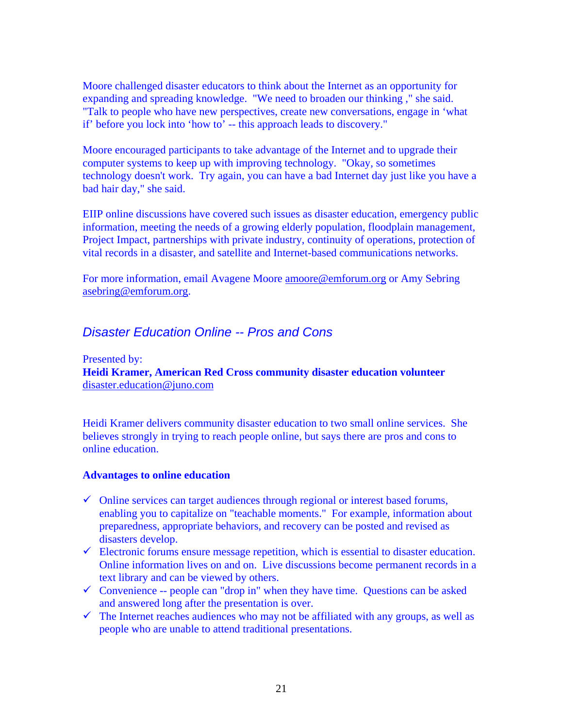Moore challenged disaster educators to think about the Internet as an opportunity for expanding and spreading knowledge. "We need to broaden our thinking ," she said. "Talk to people who have new perspectives, create new conversations, engage in 'what if' before you lock into 'how to' -- this approach leads to discovery."

Moore encouraged participants to take advantage of the Internet and to upgrade their computer systems to keep up with improving technology. "Okay, so sometimes technology doesn't work. Try again, you can have a bad Internet day just like you have a bad hair day," she said.

EIIP online discussions have covered such issues as disaster education, emergency public information, meeting the needs of a growing elderly population, floodplain management, Project Impact, partnerships with private industry, continuity of operations, protection of vital records in a disaster, and satellite and Internet-based communications networks.

For more information, email Avagene Moore amoore@emforum.org or Amy Sebring asebring@emforum.org.

## *Disaster Education Online -- Pros and Cons*

Presented by:
**Heidi Kramer, American Red Cross community disaster education volunteer**
disaster.education@juno.com

Heidi Kramer delivers community disaster education to two small online services. She believes strongly in trying to reach people online, but says there are pros and cons to online education.

**Advantages to online education**

- ✓ Online services can target audiences through regional or interest based forums, enabling you to capitalize on "teachable moments." For example, information about preparedness, appropriate behaviors, and recovery can be posted and revised as disasters develop.
- ✓ Electronic forums ensure message repetition, which is essential to disaster education. Online information lives on and on. Live discussions become permanent records in a text library and can be viewed by others.
- ✓ Convenience -- people can "drop in" when they have time. Questions can be asked and answered long after the presentation is over.
- ✓ The Internet reaches audiences who may not be affiliated with any groups, as well as people who are unable to attend traditional presentations.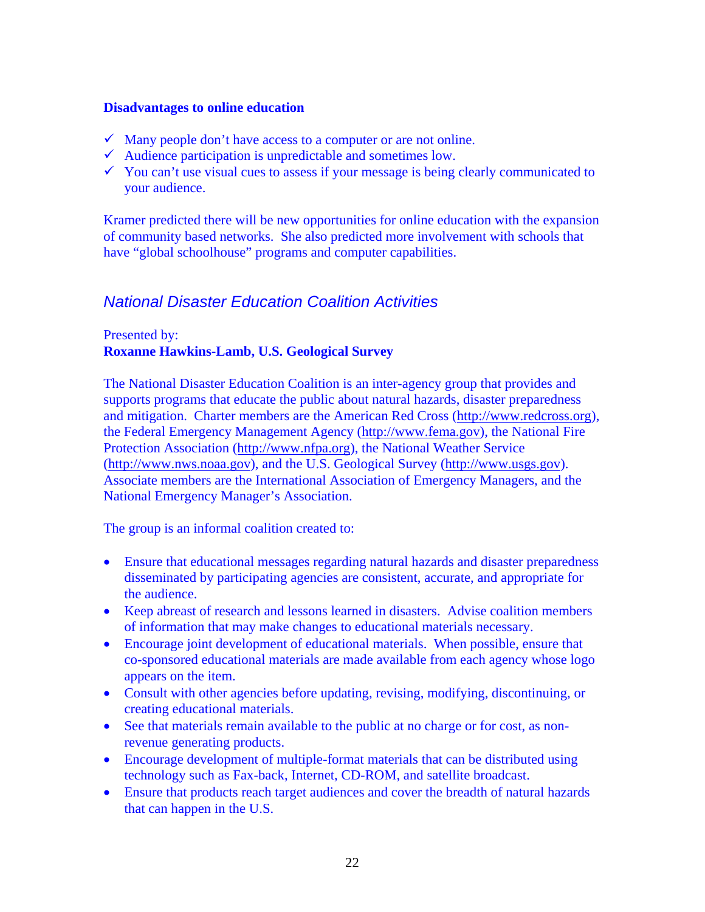**Disadvantages to online education**

- ✓ Many people don't have access to a computer or are not online.
- ✓ Audience participation is unpredictable and sometimes low.
- ✓ You can't use visual cues to assess if your message is being clearly communicated to your audience.

Kramer predicted there will be new opportunities for online education with the expansion of community based networks. She also predicted more involvement with schools that have "global schoolhouse" programs and computer capabilities.

## *National Disaster Education Coalition Activities*

Presented by:
**Roxanne Hawkins-Lamb, U.S. Geological Survey**

The National Disaster Education Coalition is an inter-agency group that provides and supports programs that educate the public about natural hazards, disaster preparedness and mitigation. Charter members are the American Red Cross (http://www.redcross.org), the Federal Emergency Management Agency (http://www.fema.gov), the National Fire Protection Association (http://www.nfpa.org), the National Weather Service (http://www.nws.noaa.gov), and the U.S. Geological Survey (http://www.usgs.gov). Associate members are the International Association of Emergency Managers, and the National Emergency Manager's Association.

The group is an informal coalition created to:

- Ensure that educational messages regarding natural hazards and disaster preparedness disseminated by participating agencies are consistent, accurate, and appropriate for the audience.
- Keep abreast of research and lessons learned in disasters. Advise coalition members of information that may make changes to educational materials necessary.
- Encourage joint development of educational materials. When possible, ensure that co-sponsored educational materials are made available from each agency whose logo appears on the item.
- Consult with other agencies before updating, revising, modifying, discontinuing, or creating educational materials.
- See that materials remain available to the public at no charge or for cost, as non-revenue generating products.
- Encourage development of multiple-format materials that can be distributed using technology such as Fax-back, Internet, CD-ROM, and satellite broadcast.
- Ensure that products reach target audiences and cover the breadth of natural hazards that can happen in the U.S.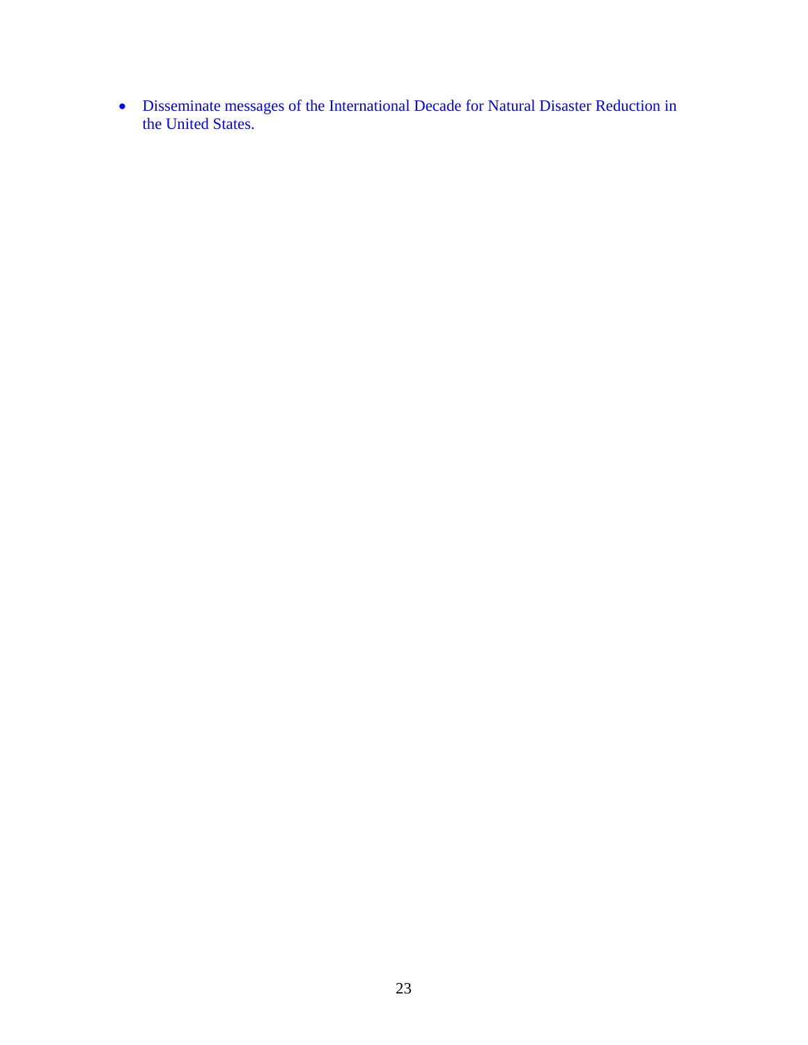- Disseminate messages of the International Decade for Natural Disaster Reduction in the United States.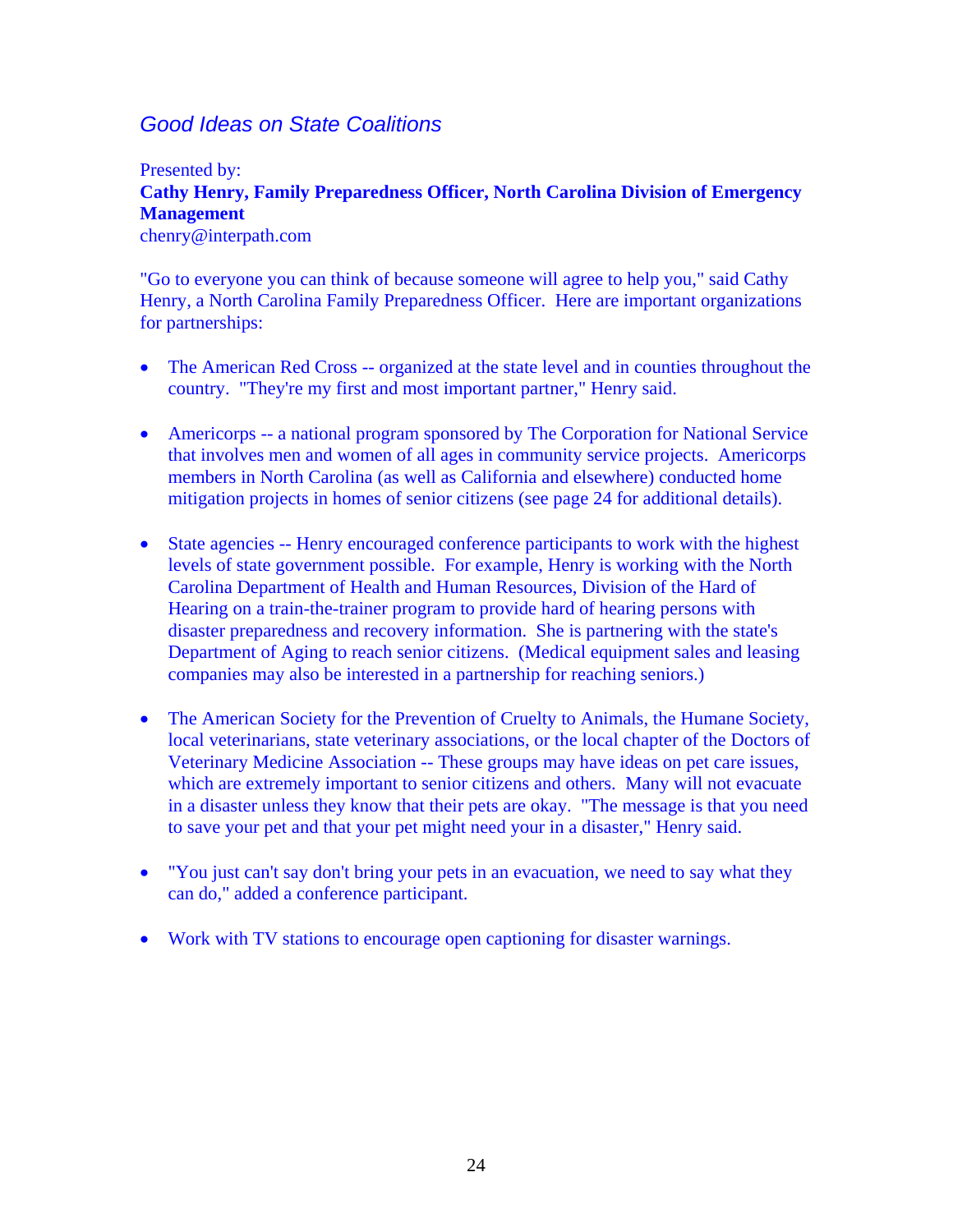## *Good Ideas on State Coalitions*

Presented by:
**Cathy Henry, Family Preparedness Officer, North Carolina Division of Emergency Management**
chenry@interpath.com

"Go to everyone you can think of because someone will agree to help you," said Cathy Henry, a North Carolina Family Preparedness Officer. Here are important organizations for partnerships:

- The American Red Cross -- organized at the state level and in counties throughout the country. "They're my first and most important partner," Henry said.

- Americorps -- a national program sponsored by The Corporation for National Service that involves men and women of all ages in community service projects. Americorps members in North Carolina (as well as California and elsewhere) conducted home mitigation projects in homes of senior citizens (see page 24 for additional details).

- State agencies -- Henry encouraged conference participants to work with the highest levels of state government possible. For example, Henry is working with the North Carolina Department of Health and Human Resources, Division of the Hard of Hearing on a train-the-trainer program to provide hard of hearing persons with disaster preparedness and recovery information. She is partnering with the state's Department of Aging to reach senior citizens. (Medical equipment sales and leasing companies may also be interested in a partnership for reaching seniors.)

- The American Society for the Prevention of Cruelty to Animals, the Humane Society, local veterinarians, state veterinary associations, or the local chapter of the Doctors of Veterinary Medicine Association -- These groups may have ideas on pet care issues, which are extremely important to senior citizens and others. Many will not evacuate in a disaster unless they know that their pets are okay. "The message is that you need to save your pet and that your pet might need your in a disaster," Henry said.

- "You just can't say don't bring your pets in an evacuation, we need to say what they can do," added a conference participant.

- Work with TV stations to encourage open captioning for disaster warnings.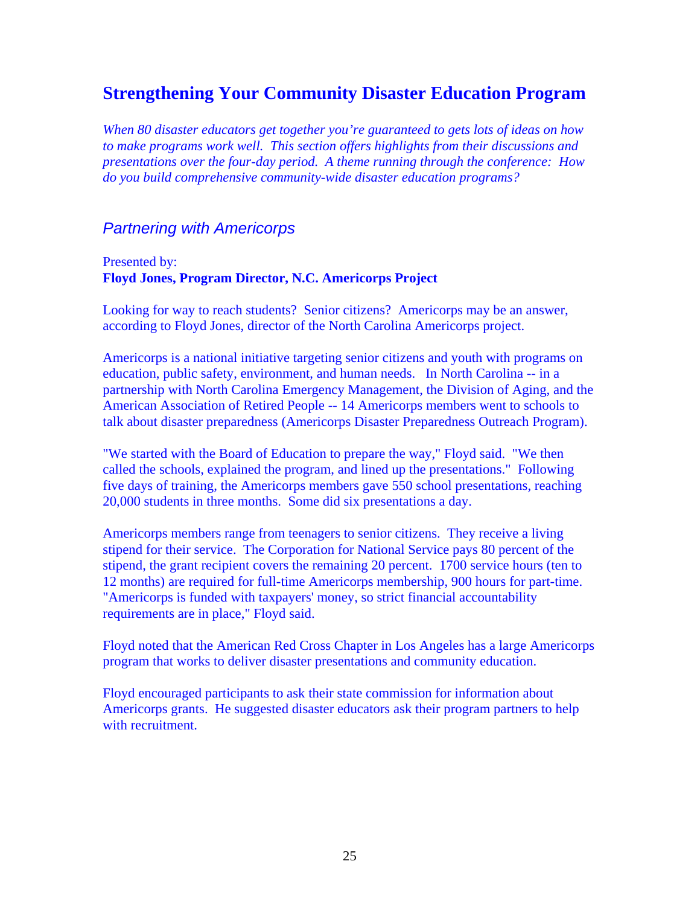## Strengthening Your Community Disaster Education Program

*When 80 disaster educators get together you're guaranteed to gets lots of ideas on how to make programs work well. This section offers highlights from their discussions and presentations over the four-day period. A theme running through the conference: How do you build comprehensive community-wide disaster education programs?*

### *Partnering with Americorps*

Presented by:
**Floyd Jones, Program Director, N.C. Americorps Project**

Looking for way to reach students? Senior citizens? Americorps may be an answer, according to Floyd Jones, director of the North Carolina Americorps project.

Americorps is a national initiative targeting senior citizens and youth with programs on education, public safety, environment, and human needs. In North Carolina -- in a partnership with North Carolina Emergency Management, the Division of Aging, and the American Association of Retired People -- 14 Americorps members went to schools to talk about disaster preparedness (Americorps Disaster Preparedness Outreach Program).

"We started with the Board of Education to prepare the way," Floyd said. "We then called the schools, explained the program, and lined up the presentations." Following five days of training, the Americorps members gave 550 school presentations, reaching 20,000 students in three months. Some did six presentations a day.

Americorps members range from teenagers to senior citizens. They receive a living stipend for their service. The Corporation for National Service pays 80 percent of the stipend, the grant recipient covers the remaining 20 percent. 1700 service hours (ten to 12 months) are required for full-time Americorps membership, 900 hours for part-time. "Americorps is funded with taxpayers' money, so strict financial accountability requirements are in place," Floyd said.

Floyd noted that the American Red Cross Chapter in Los Angeles has a large Americorps program that works to deliver disaster presentations and community education.

Floyd encouraged participants to ask their state commission for information about Americorps grants. He suggested disaster educators ask their program partners to help with recruitment.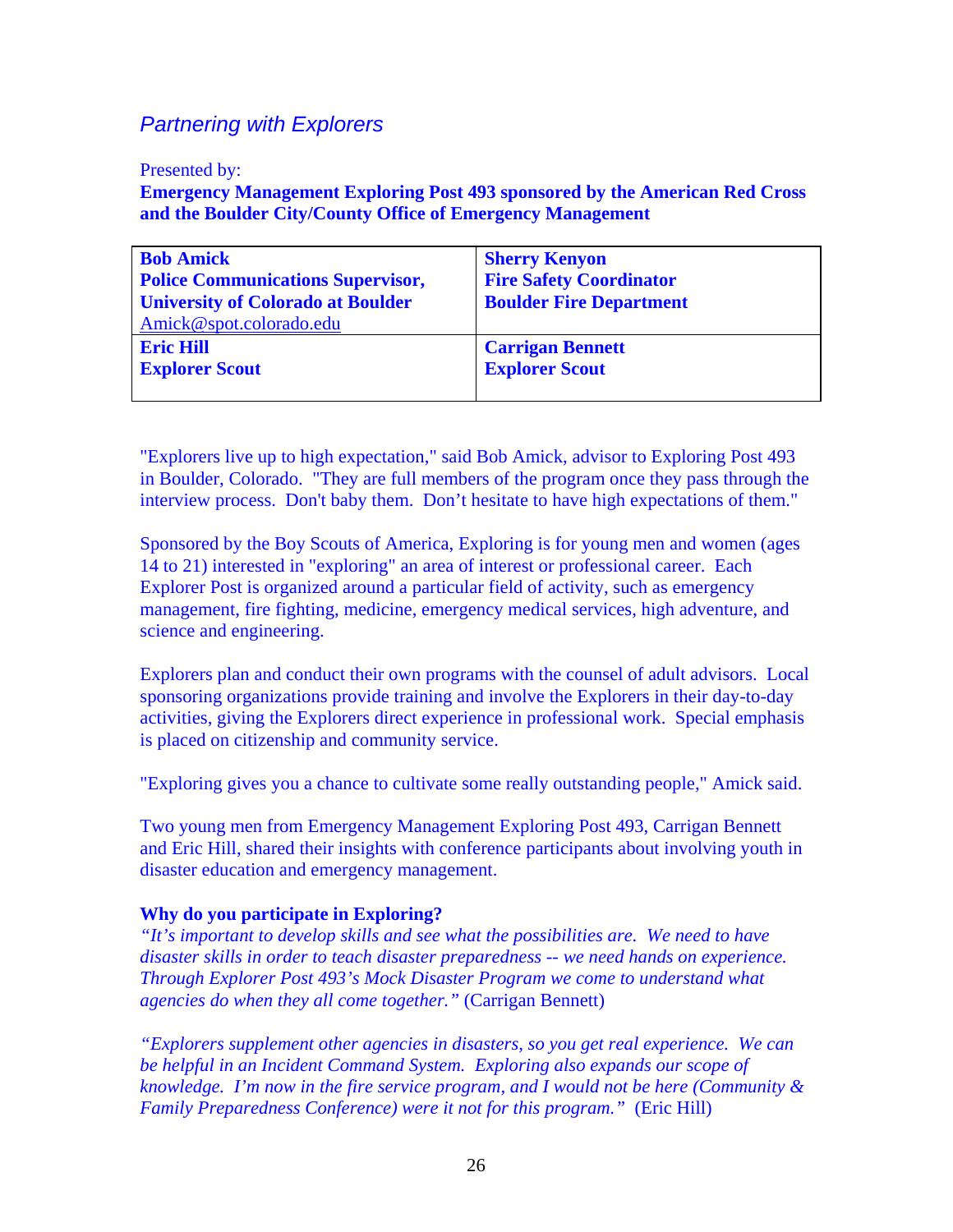## *Partnering with Explorers*

Presented by:
**Emergency Management Exploring Post 493 sponsored by the American Red Cross and the Boulder City/County Office of Emergency Management**

| | |
|---|---|
| **Bob Amick**<br>**Police Communications Supervisor, University of Colorado at Boulder**<br>Amick@spot.colorado.edu | **Sherry Kenyon**<br>**Fire Safety Coordinator**<br>**Boulder Fire Department** |
| **Eric Hill**<br>**Explorer Scout** | **Carrigan Bennett**<br>**Explorer Scout** |

"Explorers live up to high expectation," said Bob Amick, advisor to Exploring Post 493 in Boulder, Colorado. "They are full members of the program once they pass through the interview process. Don't baby them. Don't hesitate to have high expectations of them."

Sponsored by the Boy Scouts of America, Exploring is for young men and women (ages 14 to 21) interested in "exploring" an area of interest or professional career. Each Explorer Post is organized around a particular field of activity, such as emergency management, fire fighting, medicine, emergency medical services, high adventure, and science and engineering.

Explorers plan and conduct their own programs with the counsel of adult advisors. Local sponsoring organizations provide training and involve the Explorers in their day-to-day activities, giving the Explorers direct experience in professional work. Special emphasis is placed on citizenship and community service.

"Exploring gives you a chance to cultivate some really outstanding people," Amick said.

Two young men from Emergency Management Exploring Post 493, Carrigan Bennett and Eric Hill, shared their insights with conference participants about involving youth in disaster education and emergency management.

**Why do you participate in Exploring?**
*"It's important to develop skills and see what the possibilities are. We need to have disaster skills in order to teach disaster preparedness -- we need hands on experience. Through Explorer Post 493's Mock Disaster Program we come to understand what agencies do when they all come together."* (Carrigan Bennett)

*"Explorers supplement other agencies in disasters, so you get real experience. We can be helpful in an Incident Command System. Exploring also expands our scope of knowledge. I'm now in the fire service program, and I would not be here (Community & Family Preparedness Conference) were it not for this program."* (Eric Hill)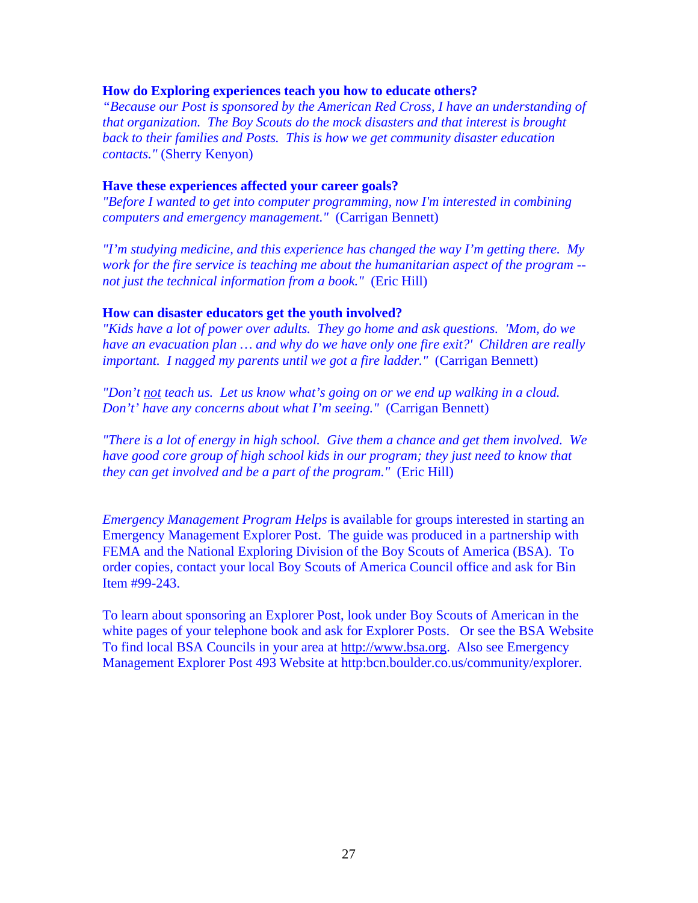**How do Exploring experiences teach you how to educate others?**
*"Because our Post is sponsored by the American Red Cross, I have an understanding of that organization. The Boy Scouts do the mock disasters and that interest is brought back to their families and Posts. This is how we get community disaster education contacts."* (Sherry Kenyon)

**Have these experiences affected your career goals?**
*"Before I wanted to get into computer programming, now I'm interested in combining computers and emergency management."* (Carrigan Bennett)

*"I'm studying medicine, and this experience has changed the way I'm getting there. My work for the fire service is teaching me about the humanitarian aspect of the program -- not just the technical information from a book."* (Eric Hill)

**How can disaster educators get the youth involved?**
*"Kids have a lot of power over adults. They go home and ask questions. 'Mom, do we have an evacuation plan … and why do we have only one fire exit?' Children are really important. I nagged my parents until we got a fire ladder."* (Carrigan Bennett)

*"Don't <u>not</u> teach us. Let us know what's going on or we end up walking in a cloud. Don't' have any concerns about what I'm seeing."* (Carrigan Bennett)

*"There is a lot of energy in high school. Give them a chance and get them involved. We have good core group of high school kids in our program; they just need to know that they can get involved and be a part of the program."* (Eric Hill)

*Emergency Management Program Helps* is available for groups interested in starting an Emergency Management Explorer Post. The guide was produced in a partnership with FEMA and the National Exploring Division of the Boy Scouts of America (BSA). To order copies, contact your local Boy Scouts of America Council office and ask for Bin Item #99-243.

To learn about sponsoring an Explorer Post, look under Boy Scouts of American in the white pages of your telephone book and ask for Explorer Posts. Or see the BSA Website To find local BSA Councils in your area at <u>http://www.bsa.org</u>. Also see Emergency Management Explorer Post 493 Website at http:bcn.boulder.co.us/community/explorer.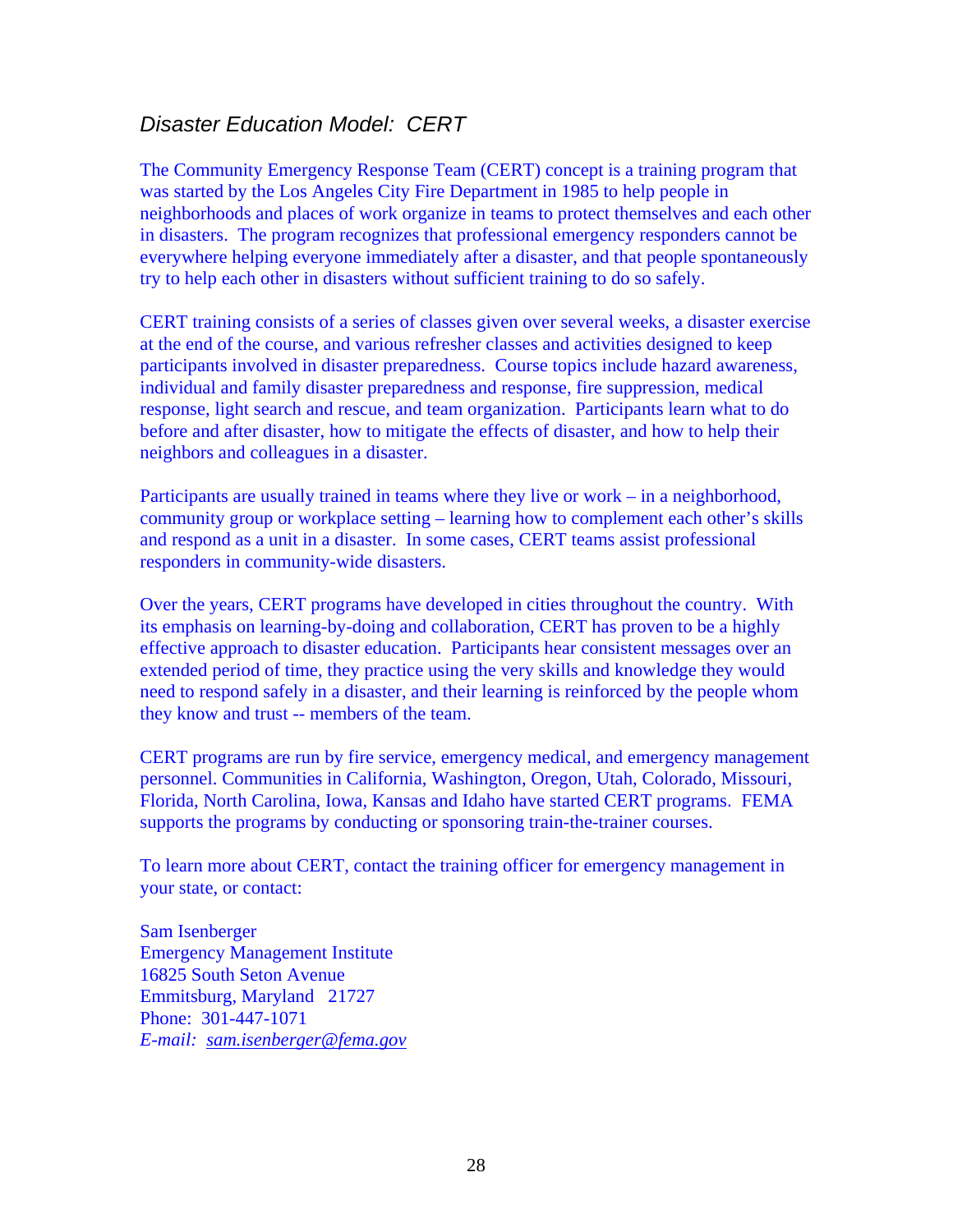## *Disaster Education Model: CERT*

The Community Emergency Response Team (CERT) concept is a training program that was started by the Los Angeles City Fire Department in 1985 to help people in neighborhoods and places of work organize in teams to protect themselves and each other in disasters. The program recognizes that professional emergency responders cannot be everywhere helping everyone immediately after a disaster, and that people spontaneously try to help each other in disasters without sufficient training to do so safely.

CERT training consists of a series of classes given over several weeks, a disaster exercise at the end of the course, and various refresher classes and activities designed to keep participants involved in disaster preparedness. Course topics include hazard awareness, individual and family disaster preparedness and response, fire suppression, medical response, light search and rescue, and team organization. Participants learn what to do before and after disaster, how to mitigate the effects of disaster, and how to help their neighbors and colleagues in a disaster.

Participants are usually trained in teams where they live or work – in a neighborhood, community group or workplace setting – learning how to complement each other's skills and respond as a unit in a disaster. In some cases, CERT teams assist professional responders in community-wide disasters.

Over the years, CERT programs have developed in cities throughout the country. With its emphasis on learning-by-doing and collaboration, CERT has proven to be a highly effective approach to disaster education. Participants hear consistent messages over an extended period of time, they practice using the very skills and knowledge they would need to respond safely in a disaster, and their learning is reinforced by the people whom they know and trust -- members of the team.

CERT programs are run by fire service, emergency medical, and emergency management personnel. Communities in California, Washington, Oregon, Utah, Colorado, Missouri, Florida, North Carolina, Iowa, Kansas and Idaho have started CERT programs. FEMA supports the programs by conducting or sponsoring train-the-trainer courses.

To learn more about CERT, contact the training officer for emergency management in your state, or contact:

Sam Isenberger
Emergency Management Institute
16825 South Seton Avenue
Emmitsburg, Maryland 21727
Phone: 301-447-1071
*E-mail:* sam.isenberger@fema.gov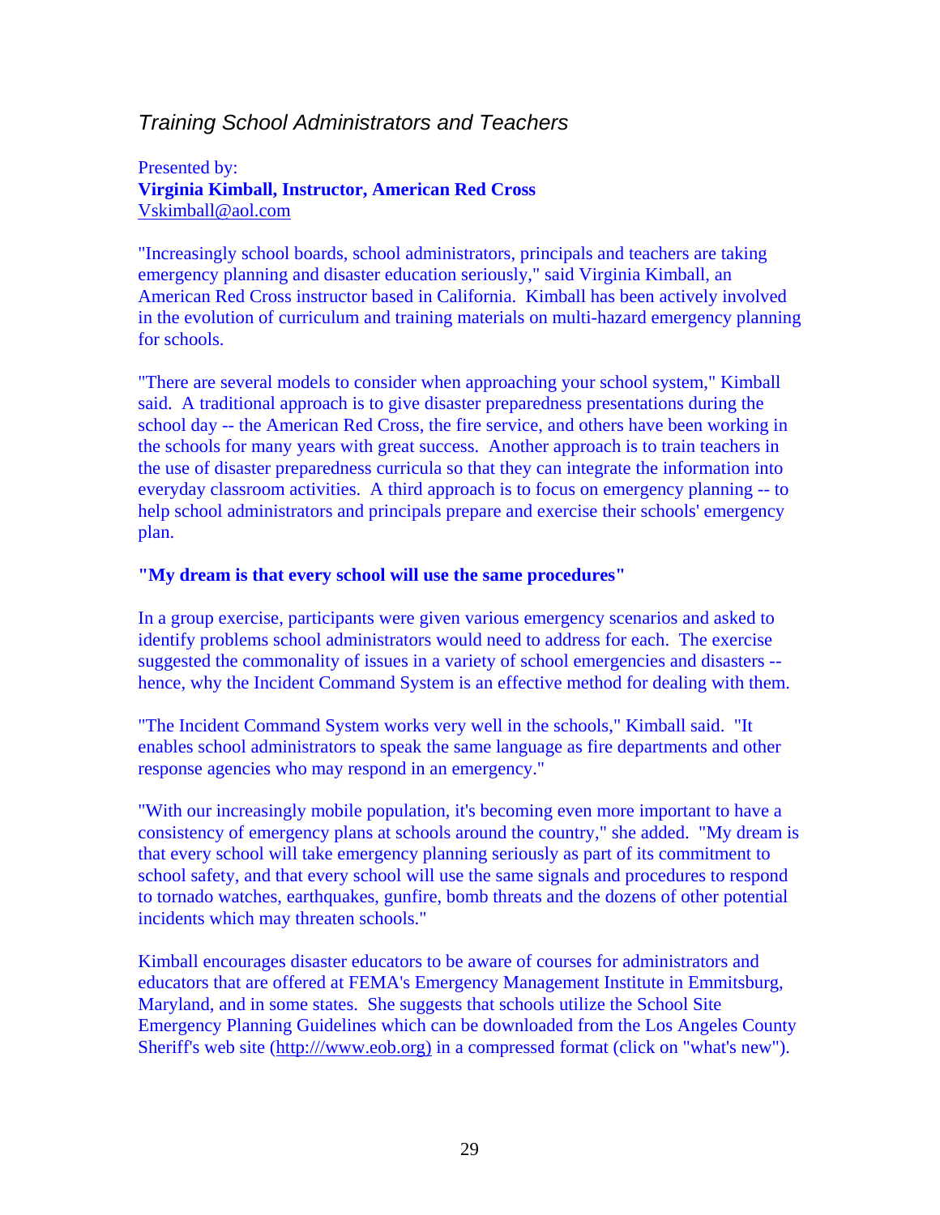## *Training School Administrators and Teachers*

Presented by:
**Virginia Kimball, Instructor, American Red Cross**
Vskimball@aol.com

"Increasingly school boards, school administrators, principals and teachers are taking emergency planning and disaster education seriously," said Virginia Kimball, an American Red Cross instructor based in California. Kimball has been actively involved in the evolution of curriculum and training materials on multi-hazard emergency planning for schools.

"There are several models to consider when approaching your school system," Kimball said. A traditional approach is to give disaster preparedness presentations during the school day -- the American Red Cross, the fire service, and others have been working in the schools for many years with great success. Another approach is to train teachers in the use of disaster preparedness curricula so that they can integrate the information into everyday classroom activities. A third approach is to focus on emergency planning -- to help school administrators and principals prepare and exercise their schools' emergency plan.

**"My dream is that every school will use the same procedures"**

In a group exercise, participants were given various emergency scenarios and asked to identify problems school administrators would need to address for each. The exercise suggested the commonality of issues in a variety of school emergencies and disasters -- hence, why the Incident Command System is an effective method for dealing with them.

"The Incident Command System works very well in the schools," Kimball said. "It enables school administrators to speak the same language as fire departments and other response agencies who may respond in an emergency."

"With our increasingly mobile population, it's becoming even more important to have a consistency of emergency plans at schools around the country," she added. "My dream is that every school will take emergency planning seriously as part of its commitment to school safety, and that every school will use the same signals and procedures to respond to tornado watches, earthquakes, gunfire, bomb threats and the dozens of other potential incidents which may threaten schools."

Kimball encourages disaster educators to be aware of courses for administrators and educators that are offered at FEMA's Emergency Management Institute in Emmitsburg, Maryland, and in some states. She suggests that schools utilize the School Site Emergency Planning Guidelines which can be downloaded from the Los Angeles County Sheriff's web site (http:///www.eob.org) in a compressed format (click on "what's new").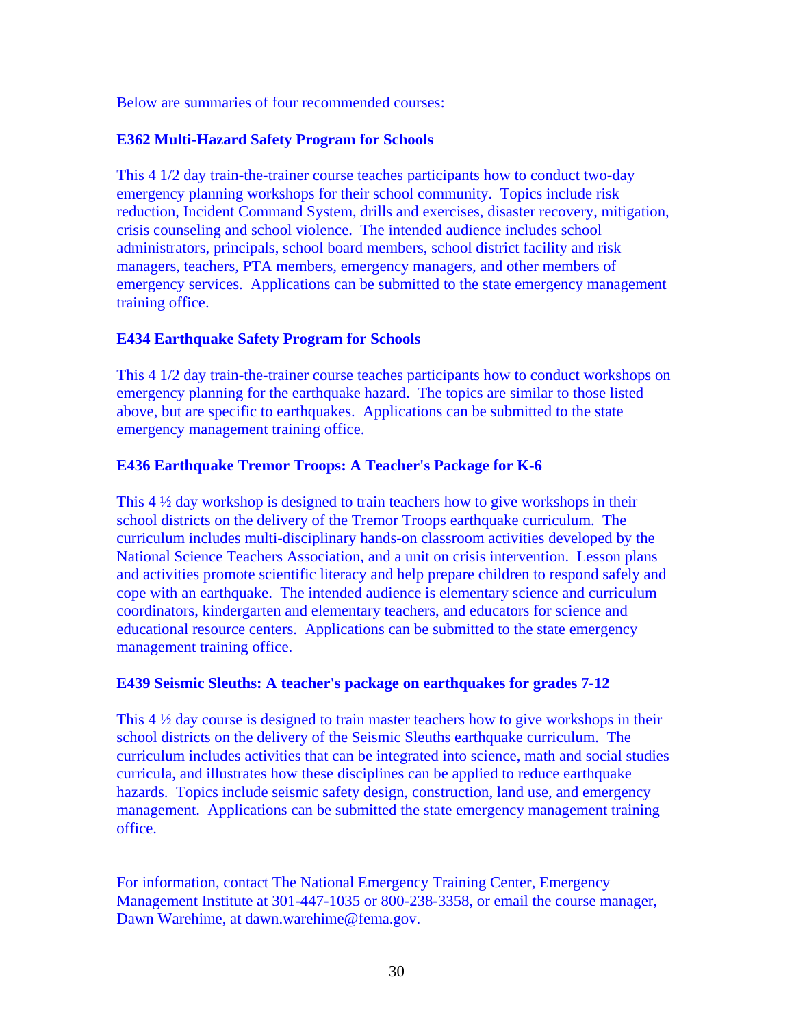Below are summaries of four recommended courses:

### E362 Multi-Hazard Safety Program for Schools

This 4 1/2 day train-the-trainer course teaches participants how to conduct two-day emergency planning workshops for their school community. Topics include risk reduction, Incident Command System, drills and exercises, disaster recovery, mitigation, crisis counseling and school violence. The intended audience includes school administrators, principals, school board members, school district facility and risk managers, teachers, PTA members, emergency managers, and other members of emergency services. Applications can be submitted to the state emergency management training office.

### E434 Earthquake Safety Program for Schools

This 4 1/2 day train-the-trainer course teaches participants how to conduct workshops on emergency planning for the earthquake hazard. The topics are similar to those listed above, but are specific to earthquakes. Applications can be submitted to the state emergency management training office.

### E436 Earthquake Tremor Troops: A Teacher's Package for K-6

This 4 ½ day workshop is designed to train teachers how to give workshops in their school districts on the delivery of the Tremor Troops earthquake curriculum. The curriculum includes multi-disciplinary hands-on classroom activities developed by the National Science Teachers Association, and a unit on crisis intervention. Lesson plans and activities promote scientific literacy and help prepare children to respond safely and cope with an earthquake. The intended audience is elementary science and curriculum coordinators, kindergarten and elementary teachers, and educators for science and educational resource centers. Applications can be submitted to the state emergency management training office.

### E439 Seismic Sleuths: A teacher's package on earthquakes for grades 7-12

This 4 ½ day course is designed to train master teachers how to give workshops in their school districts on the delivery of the Seismic Sleuths earthquake curriculum. The curriculum includes activities that can be integrated into science, math and social studies curricula, and illustrates how these disciplines can be applied to reduce earthquake hazards. Topics include seismic safety design, construction, land use, and emergency management. Applications can be submitted the state emergency management training office.

For information, contact The National Emergency Training Center, Emergency Management Institute at 301-447-1035 or 800-238-3358, or email the course manager, Dawn Warehime, at dawn.warehime@fema.gov.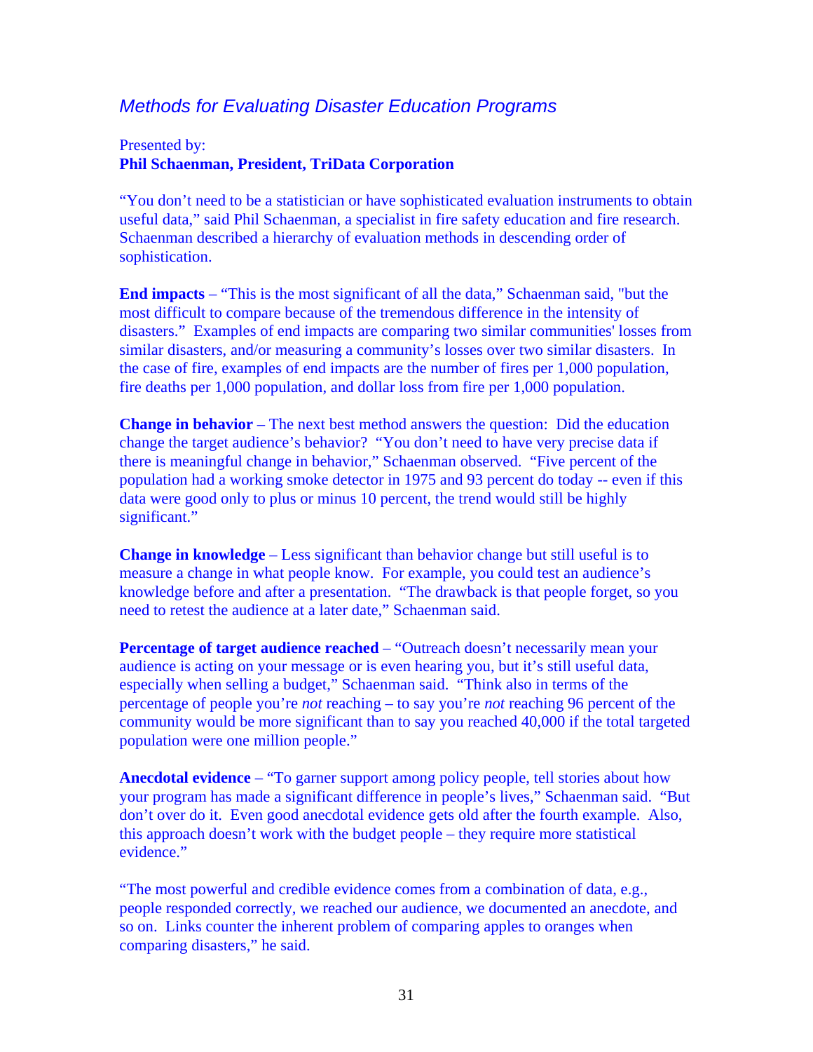## *Methods for Evaluating Disaster Education Programs*

Presented by:
**Phil Schaenman, President, TriData Corporation**

"You don't need to be a statistician or have sophisticated evaluation instruments to obtain useful data," said Phil Schaenman, a specialist in fire safety education and fire research. Schaenman described a hierarchy of evaluation methods in descending order of sophistication.

**End impacts** – "This is the most significant of all the data," Schaenman said, "but the most difficult to compare because of the tremendous difference in the intensity of disasters." Examples of end impacts are comparing two similar communities' losses from similar disasters, and/or measuring a community's losses over two similar disasters. In the case of fire, examples of end impacts are the number of fires per 1,000 population, fire deaths per 1,000 population, and dollar loss from fire per 1,000 population.

**Change in behavior** – The next best method answers the question: Did the education change the target audience's behavior? "You don't need to have very precise data if there is meaningful change in behavior," Schaenman observed. "Five percent of the population had a working smoke detector in 1975 and 93 percent do today -- even if this data were good only to plus or minus 10 percent, the trend would still be highly significant."

**Change in knowledge** – Less significant than behavior change but still useful is to measure a change in what people know. For example, you could test an audience's knowledge before and after a presentation. "The drawback is that people forget, so you need to retest the audience at a later date," Schaenman said.

**Percentage of target audience reached** – "Outreach doesn't necessarily mean your audience is acting on your message or is even hearing you, but it's still useful data, especially when selling a budget," Schaenman said. "Think also in terms of the percentage of people you're *not* reaching – to say you're *not* reaching 96 percent of the community would be more significant than to say you reached 40,000 if the total targeted population were one million people."

**Anecdotal evidence** – "To garner support among policy people, tell stories about how your program has made a significant difference in people's lives," Schaenman said. "But don't over do it. Even good anecdotal evidence gets old after the fourth example. Also, this approach doesn't work with the budget people – they require more statistical evidence."

"The most powerful and credible evidence comes from a combination of data, e.g., people responded correctly, we reached our audience, we documented an anecdote, and so on. Links counter the inherent problem of comparing apples to oranges when comparing disasters," he said.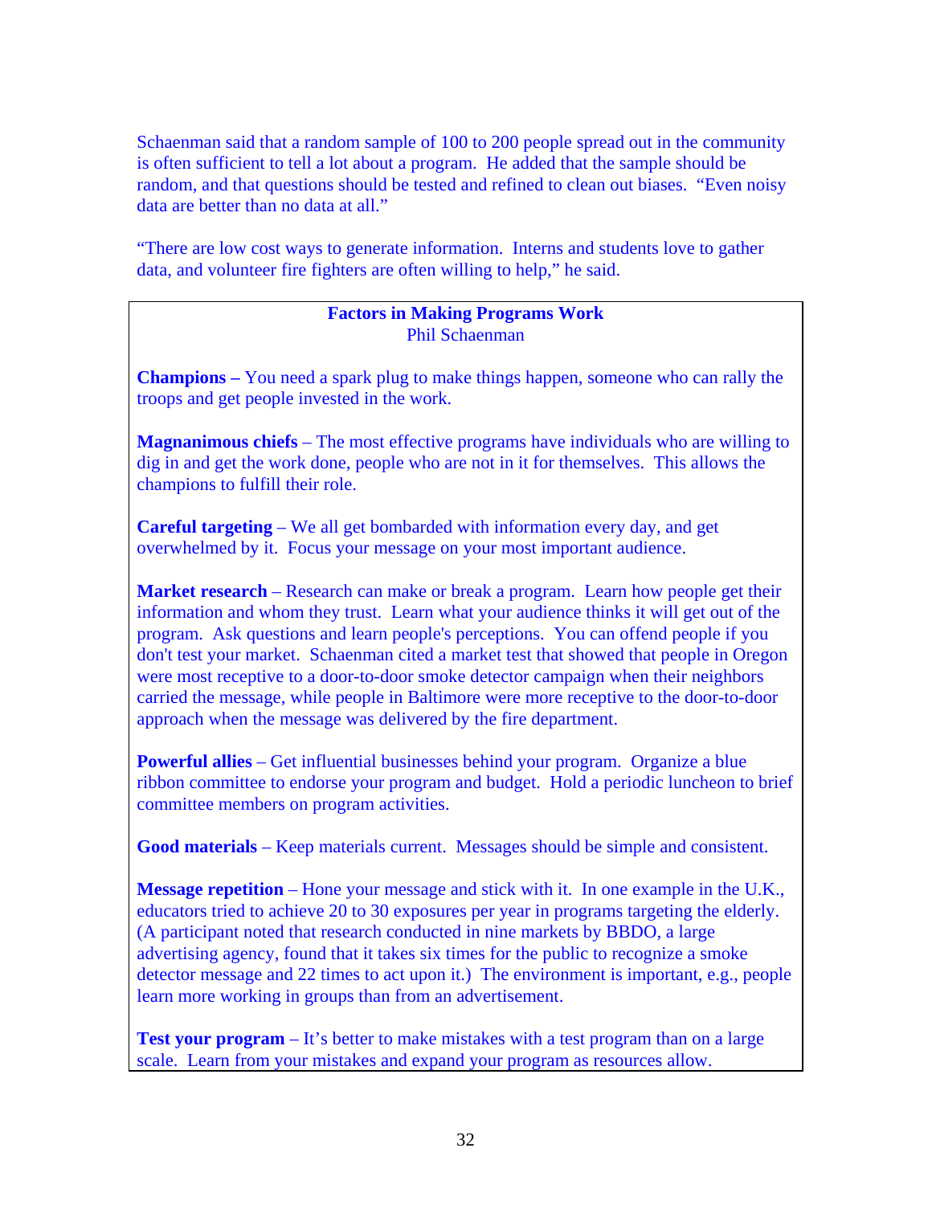Schaenman said that a random sample of 100 to 200 people spread out in the community is often sufficient to tell a lot about a program. He added that the sample should be random, and that questions should be tested and refined to clean out biases. “Even noisy data are better than no data at all.”

“There are low cost ways to generate information. Interns and students love to gather data, and volunteer fire fighters are often willing to help,” he said.

**Factors in Making Programs Work**
Phil Schaenman

**Champions –** You need a spark plug to make things happen, someone who can rally the troops and get people invested in the work.

**Magnanimous chiefs** – The most effective programs have individuals who are willing to dig in and get the work done, people who are not in it for themselves. This allows the champions to fulfill their role.

**Careful targeting** – We all get bombarded with information every day, and get overwhelmed by it. Focus your message on your most important audience.

**Market research** – Research can make or break a program. Learn how people get their information and whom they trust. Learn what your audience thinks it will get out of the program. Ask questions and learn people's perceptions. You can offend people if you don't test your market. Schaenman cited a market test that showed that people in Oregon were most receptive to a door-to-door smoke detector campaign when their neighbors carried the message, while people in Baltimore were more receptive to the door-to-door approach when the message was delivered by the fire department.

**Powerful allies** – Get influential businesses behind your program. Organize a blue ribbon committee to endorse your program and budget. Hold a periodic luncheon to brief committee members on program activities.

**Good materials** – Keep materials current. Messages should be simple and consistent.

**Message repetition** – Hone your message and stick with it. In one example in the U.K., educators tried to achieve 20 to 30 exposures per year in programs targeting the elderly. (A participant noted that research conducted in nine markets by BBDO, a large advertising agency, found that it takes six times for the public to recognize a smoke detector message and 22 times to act upon it.) The environment is important, e.g., people learn more working in groups than from an advertisement.

**Test your program** – It’s better to make mistakes with a test program than on a large scale. Learn from your mistakes and expand your program as resources allow.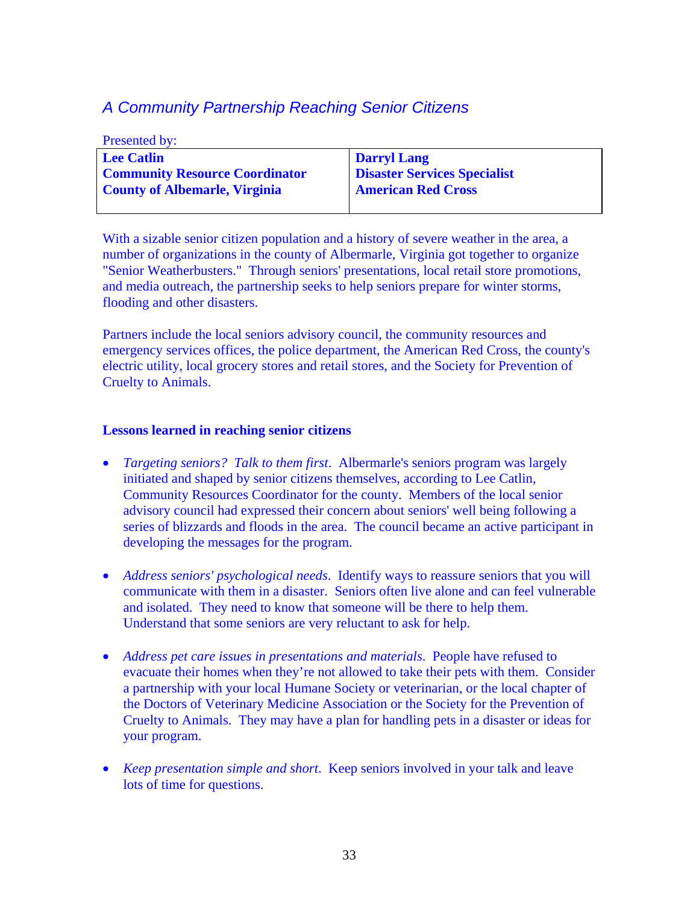## *A Community Partnership Reaching Senior Citizens*

Presented by:

| | |
|---|---|
| **Lee Catlin**<br>**Community Resource Coordinator**<br>**County of Albemarle, Virginia** | **Darryl Lang**<br>**Disaster Services Specialist**<br>**American Red Cross** |

With a sizable senior citizen population and a history of severe weather in the area, a number of organizations in the county of Albermarle, Virginia got together to organize "Senior Weatherbusters." Through seniors' presentations, local retail store promotions, and media outreach, the partnership seeks to help seniors prepare for winter storms, flooding and other disasters.

Partners include the local seniors advisory council, the community resources and emergency services offices, the police department, the American Red Cross, the county's electric utility, local grocery stores and retail stores, and the Society for Prevention of Cruelty to Animals.

### Lessons learned in reaching senior citizens

- *Targeting seniors? Talk to them first*. Albermarle's seniors program was largely initiated and shaped by senior citizens themselves, according to Lee Catlin, Community Resources Coordinator for the county. Members of the local senior advisory council had expressed their concern about seniors' well being following a series of blizzards and floods in the area. The council became an active participant in developing the messages for the program.

- *Address seniors' psychological needs*. Identify ways to reassure seniors that you will communicate with them in a disaster. Seniors often live alone and can feel vulnerable and isolated. They need to know that someone will be there to help them. Understand that some seniors are very reluctant to ask for help.

- *Address pet care issues in presentations and materials*. People have refused to evacuate their homes when they're not allowed to take their pets with them. Consider a partnership with your local Humane Society or veterinarian, or the local chapter of the Doctors of Veterinary Medicine Association or the Society for the Prevention of Cruelty to Animals. They may have a plan for handling pets in a disaster or ideas for your program.

- *Keep presentation simple and short*. Keep seniors involved in your talk and leave lots of time for questions.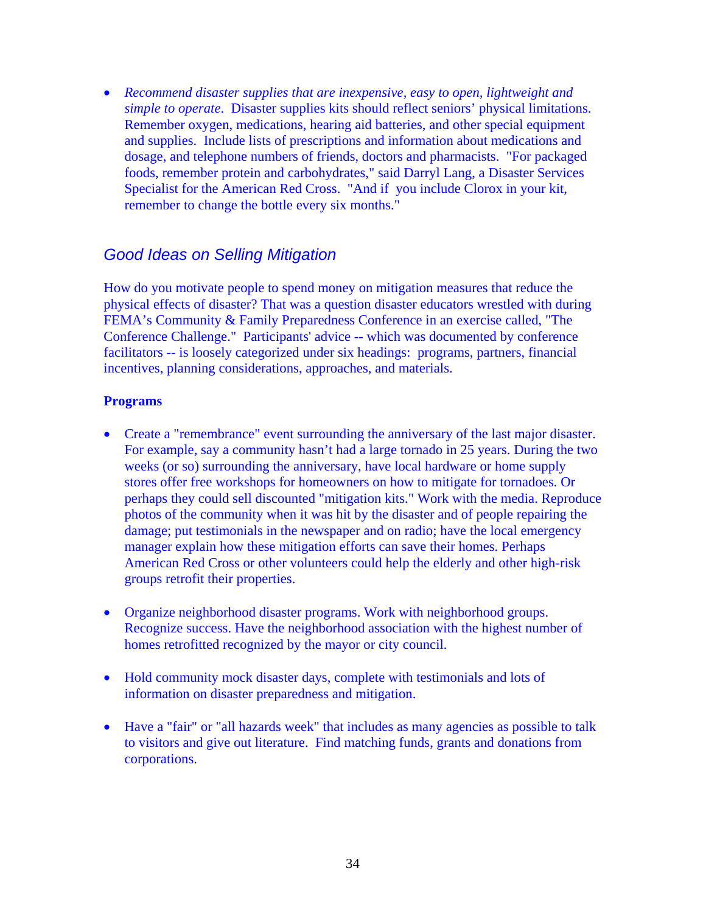- *Recommend disaster supplies that are inexpensive, easy to open, lightweight and simple to operate.* Disaster supplies kits should reflect seniors' physical limitations. Remember oxygen, medications, hearing aid batteries, and other special equipment and supplies. Include lists of prescriptions and information about medications and dosage, and telephone numbers of friends, doctors and pharmacists. "For packaged foods, remember protein and carbohydrates," said Darryl Lang, a Disaster Services Specialist for the American Red Cross. "And if you include Clorox in your kit, remember to change the bottle every six months."

## *Good Ideas on Selling Mitigation*

How do you motivate people to spend money on mitigation measures that reduce the physical effects of disaster? That was a question disaster educators wrestled with during FEMA's Community & Family Preparedness Conference in an exercise called, "The Conference Challenge." Participants' advice -- which was documented by conference facilitators -- is loosely categorized under six headings: programs, partners, financial incentives, planning considerations, approaches, and materials.

**Programs**

- Create a "remembrance" event surrounding the anniversary of the last major disaster. For example, say a community hasn't had a large tornado in 25 years. During the two weeks (or so) surrounding the anniversary, have local hardware or home supply stores offer free workshops for homeowners on how to mitigate for tornadoes. Or perhaps they could sell discounted "mitigation kits." Work with the media. Reproduce photos of the community when it was hit by the disaster and of people repairing the damage; put testimonials in the newspaper and on radio; have the local emergency manager explain how these mitigation efforts can save their homes. Perhaps American Red Cross or other volunteers could help the elderly and other high-risk groups retrofit their properties.

- Organize neighborhood disaster programs. Work with neighborhood groups. Recognize success. Have the neighborhood association with the highest number of homes retrofitted recognized by the mayor or city council.

- Hold community mock disaster days, complete with testimonials and lots of information on disaster preparedness and mitigation.

- Have a "fair" or "all hazards week" that includes as many agencies as possible to talk to visitors and give out literature. Find matching funds, grants and donations from corporations.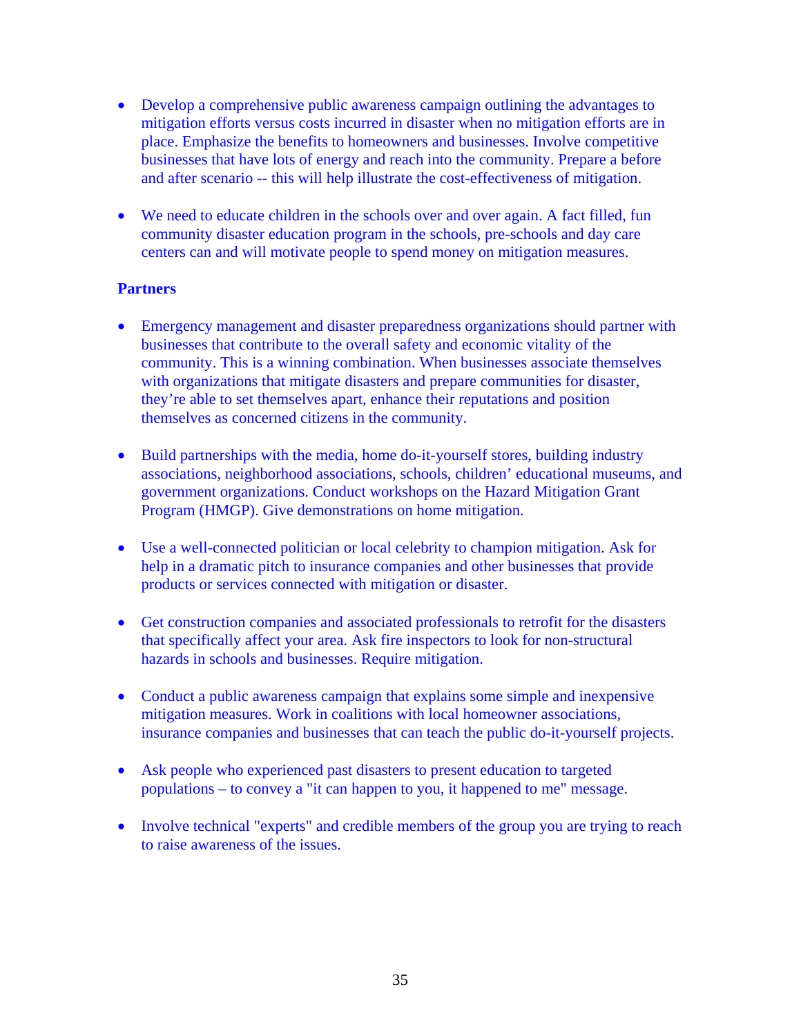- Develop a comprehensive public awareness campaign outlining the advantages to mitigation efforts versus costs incurred in disaster when no mitigation efforts are in place. Emphasize the benefits to homeowners and businesses. Involve competitive businesses that have lots of energy and reach into the community. Prepare a before and after scenario -- this will help illustrate the cost-effectiveness of mitigation.

- We need to educate children in the schools over and over again. A fact filled, fun community disaster education program in the schools, pre-schools and day care centers can and will motivate people to spend money on mitigation measures.

**Partners**

- Emergency management and disaster preparedness organizations should partner with businesses that contribute to the overall safety and economic vitality of the community. This is a winning combination. When businesses associate themselves with organizations that mitigate disasters and prepare communities for disaster, they're able to set themselves apart, enhance their reputations and position themselves as concerned citizens in the community.

- Build partnerships with the media, home do-it-yourself stores, building industry associations, neighborhood associations, schools, children' educational museums, and government organizations. Conduct workshops on the Hazard Mitigation Grant Program (HMGP). Give demonstrations on home mitigation.

- Use a well-connected politician or local celebrity to champion mitigation. Ask for help in a dramatic pitch to insurance companies and other businesses that provide products or services connected with mitigation or disaster.

- Get construction companies and associated professionals to retrofit for the disasters that specifically affect your area. Ask fire inspectors to look for non-structural hazards in schools and businesses. Require mitigation.

- Conduct a public awareness campaign that explains some simple and inexpensive mitigation measures. Work in coalitions with local homeowner associations, insurance companies and businesses that can teach the public do-it-yourself projects.

- Ask people who experienced past disasters to present education to targeted populations – to convey a "it can happen to you, it happened to me" message.

- Involve technical "experts" and credible members of the group you are trying to reach to raise awareness of the issues.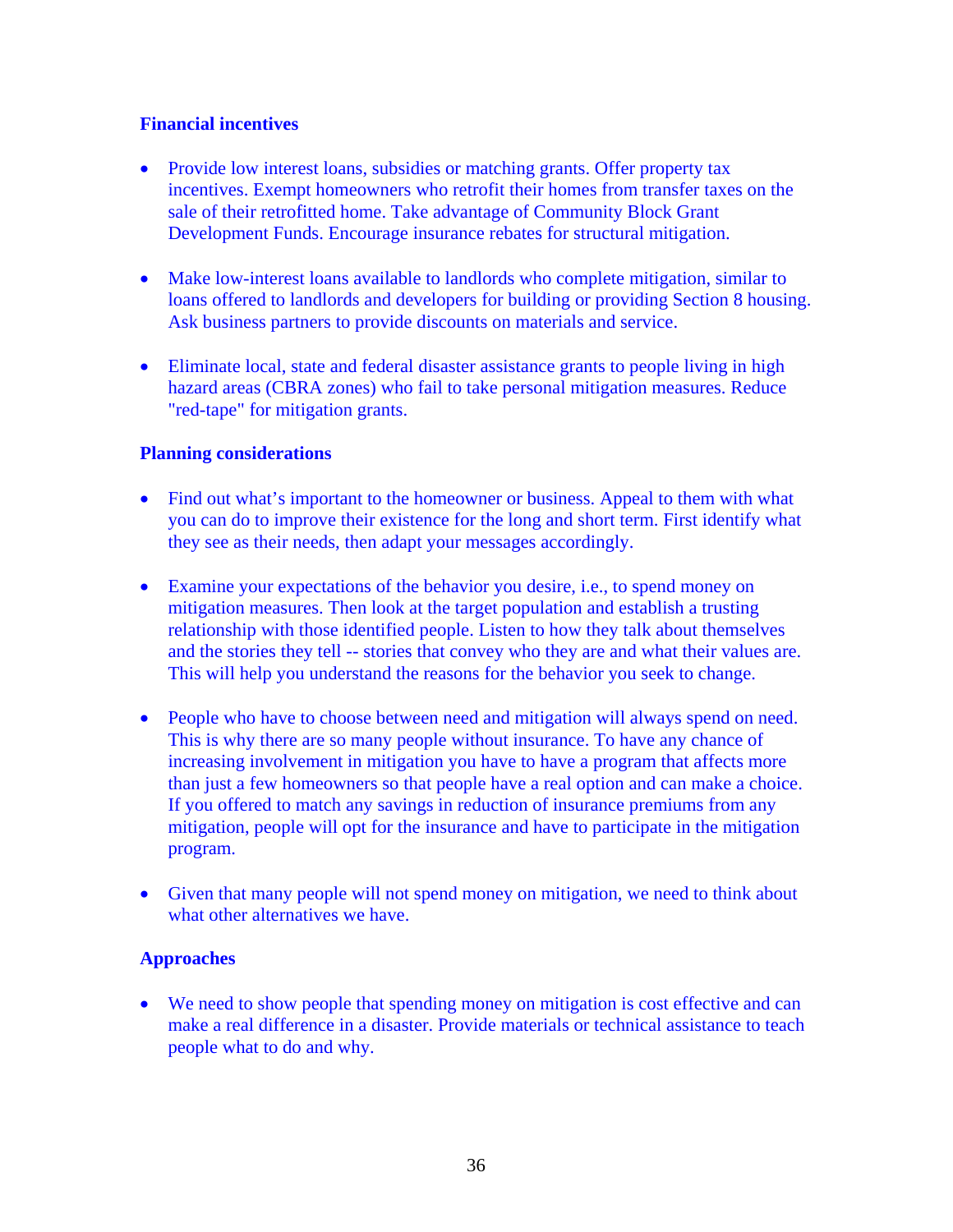**Financial incentives**

- Provide low interest loans, subsidies or matching grants. Offer property tax incentives. Exempt homeowners who retrofit their homes from transfer taxes on the sale of their retrofitted home. Take advantage of Community Block Grant Development Funds. Encourage insurance rebates for structural mitigation.

- Make low-interest loans available to landlords who complete mitigation, similar to loans offered to landlords and developers for building or providing Section 8 housing. Ask business partners to provide discounts on materials and service.

- Eliminate local, state and federal disaster assistance grants to people living in high hazard areas (CBRA zones) who fail to take personal mitigation measures. Reduce "red-tape" for mitigation grants.

**Planning considerations**

- Find out what's important to the homeowner or business. Appeal to them with what you can do to improve their existence for the long and short term. First identify what they see as their needs, then adapt your messages accordingly.

- Examine your expectations of the behavior you desire, i.e., to spend money on mitigation measures. Then look at the target population and establish a trusting relationship with those identified people. Listen to how they talk about themselves and the stories they tell -- stories that convey who they are and what their values are. This will help you understand the reasons for the behavior you seek to change.

- People who have to choose between need and mitigation will always spend on need. This is why there are so many people without insurance. To have any chance of increasing involvement in mitigation you have to have a program that affects more than just a few homeowners so that people have a real option and can make a choice. If you offered to match any savings in reduction of insurance premiums from any mitigation, people will opt for the insurance and have to participate in the mitigation program.

- Given that many people will not spend money on mitigation, we need to think about what other alternatives we have.

**Approaches**

- We need to show people that spending money on mitigation is cost effective and can make a real difference in a disaster. Provide materials or technical assistance to teach people what to do and why.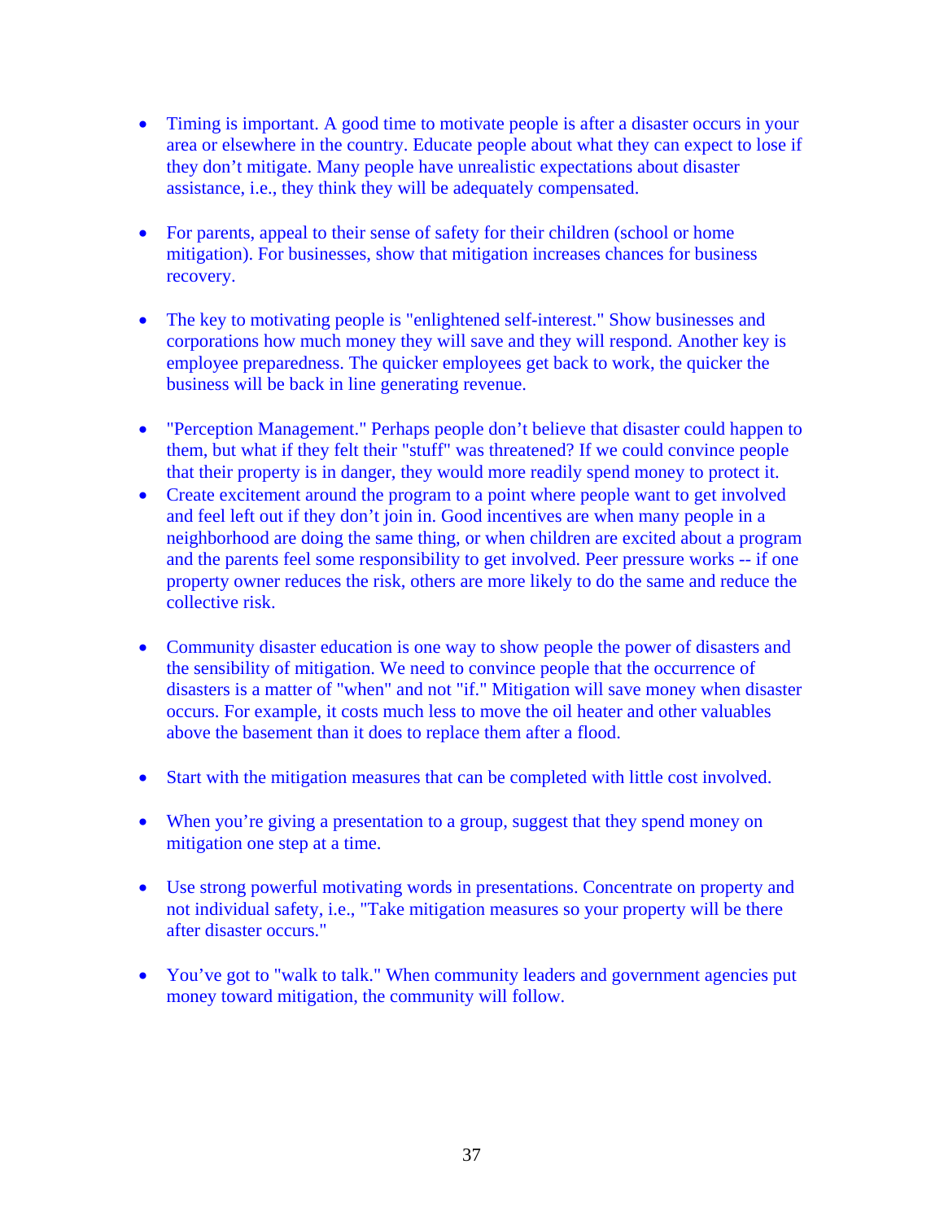- Timing is important. A good time to motivate people is after a disaster occurs in your area or elsewhere in the country. Educate people about what they can expect to lose if they don't mitigate. Many people have unrealistic expectations about disaster assistance, i.e., they think they will be adequately compensated.

- For parents, appeal to their sense of safety for their children (school or home mitigation). For businesses, show that mitigation increases chances for business recovery.

- The key to motivating people is "enlightened self-interest." Show businesses and corporations how much money they will save and they will respond. Another key is employee preparedness. The quicker employees get back to work, the quicker the business will be back in line generating revenue.

- "Perception Management." Perhaps people don't believe that disaster could happen to them, but what if they felt their "stuff" was threatened? If we could convince people that their property is in danger, they would more readily spend money to protect it.
- Create excitement around the program to a point where people want to get involved and feel left out if they don't join in. Good incentives are when many people in a neighborhood are doing the same thing, or when children are excited about a program and the parents feel some responsibility to get involved. Peer pressure works -- if one property owner reduces the risk, others are more likely to do the same and reduce the collective risk.

- Community disaster education is one way to show people the power of disasters and the sensibility of mitigation. We need to convince people that the occurrence of disasters is a matter of "when" and not "if." Mitigation will save money when disaster occurs. For example, it costs much less to move the oil heater and other valuables above the basement than it does to replace them after a flood.

- Start with the mitigation measures that can be completed with little cost involved.

- When you're giving a presentation to a group, suggest that they spend money on mitigation one step at a time.

- Use strong powerful motivating words in presentations. Concentrate on property and not individual safety, i.e., "Take mitigation measures so your property will be there after disaster occurs."

- You've got to "walk to talk." When community leaders and government agencies put money toward mitigation, the community will follow.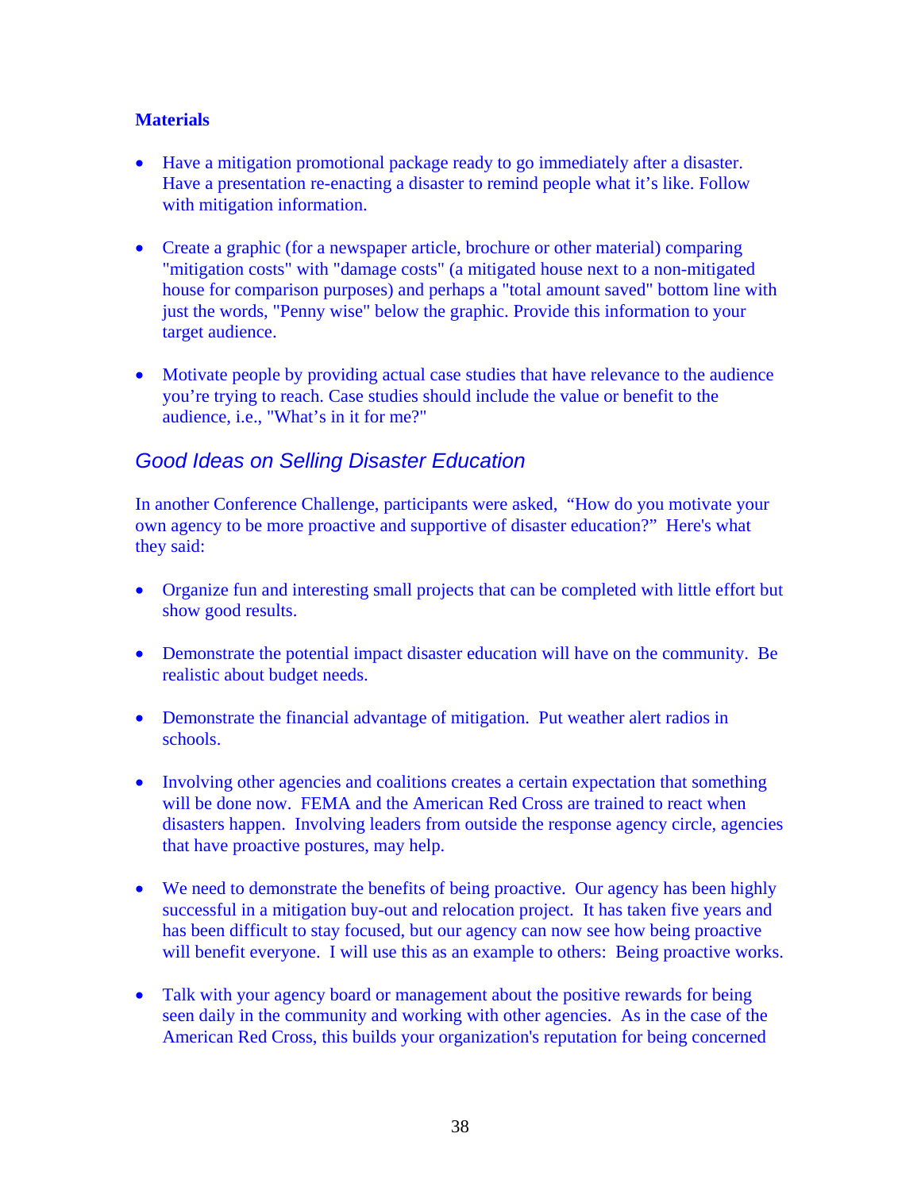**Materials**

- Have a mitigation promotional package ready to go immediately after a disaster. Have a presentation re-enacting a disaster to remind people what it's like. Follow with mitigation information.

- Create a graphic (for a newspaper article, brochure or other material) comparing "mitigation costs" with "damage costs" (a mitigated house next to a non-mitigated house for comparison purposes) and perhaps a "total amount saved" bottom line with just the words, "Penny wise" below the graphic. Provide this information to your target audience.

- Motivate people by providing actual case studies that have relevance to the audience you're trying to reach. Case studies should include the value or benefit to the audience, i.e., "What's in it for me?"

## *Good Ideas on Selling Disaster Education*

In another Conference Challenge, participants were asked, "How do you motivate your own agency to be more proactive and supportive of disaster education?" Here's what they said:

- Organize fun and interesting small projects that can be completed with little effort but show good results.

- Demonstrate the potential impact disaster education will have on the community. Be realistic about budget needs.

- Demonstrate the financial advantage of mitigation. Put weather alert radios in schools.

- Involving other agencies and coalitions creates a certain expectation that something will be done now. FEMA and the American Red Cross are trained to react when disasters happen. Involving leaders from outside the response agency circle, agencies that have proactive postures, may help.

- We need to demonstrate the benefits of being proactive. Our agency has been highly successful in a mitigation buy-out and relocation project. It has taken five years and has been difficult to stay focused, but our agency can now see how being proactive will benefit everyone. I will use this as an example to others: Being proactive works.

- Talk with your agency board or management about the positive rewards for being seen daily in the community and working with other agencies. As in the case of the American Red Cross, this builds your organization's reputation for being concerned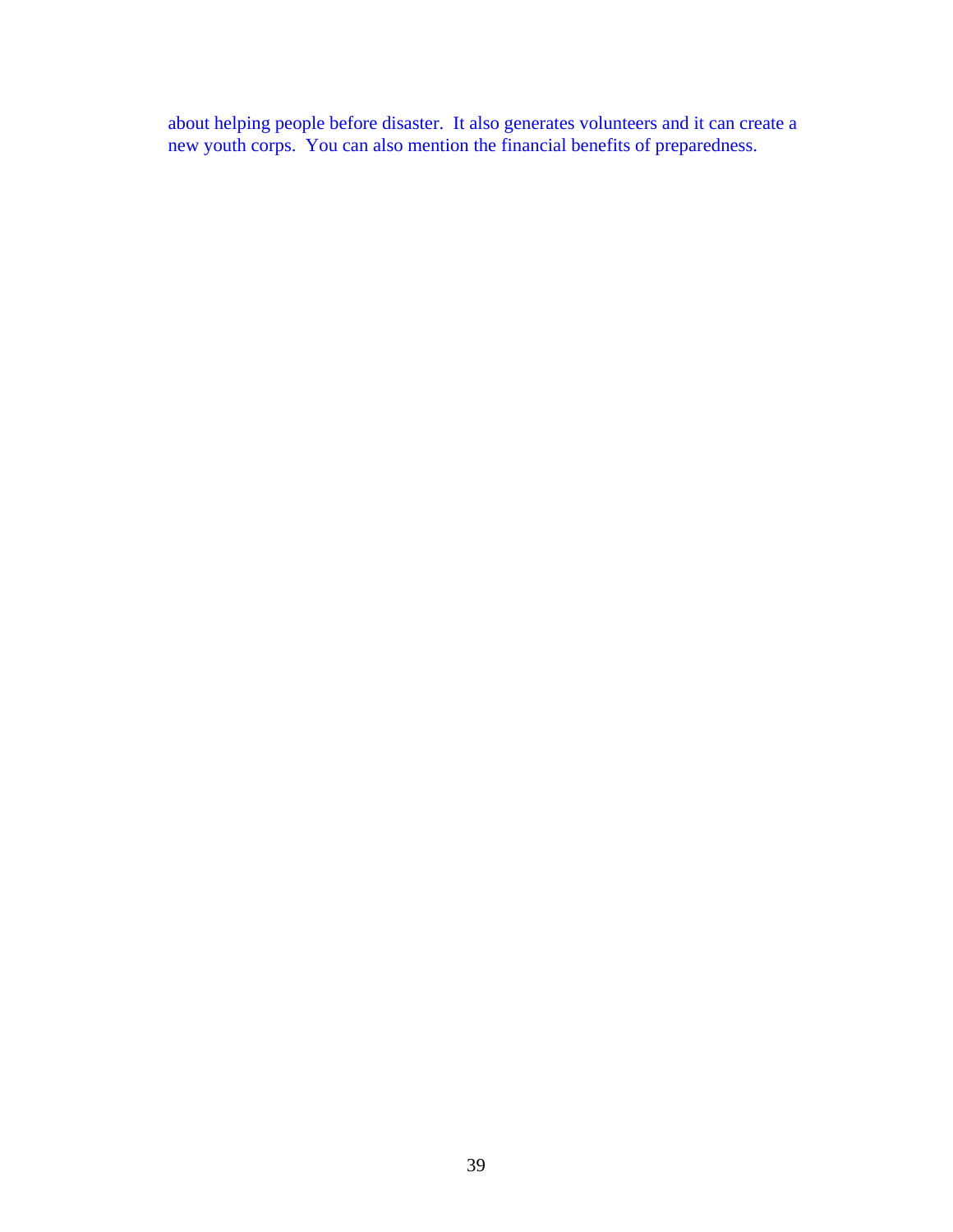about helping people before disaster. It also generates volunteers and it can create a new youth corps. You can also mention the financial benefits of preparedness.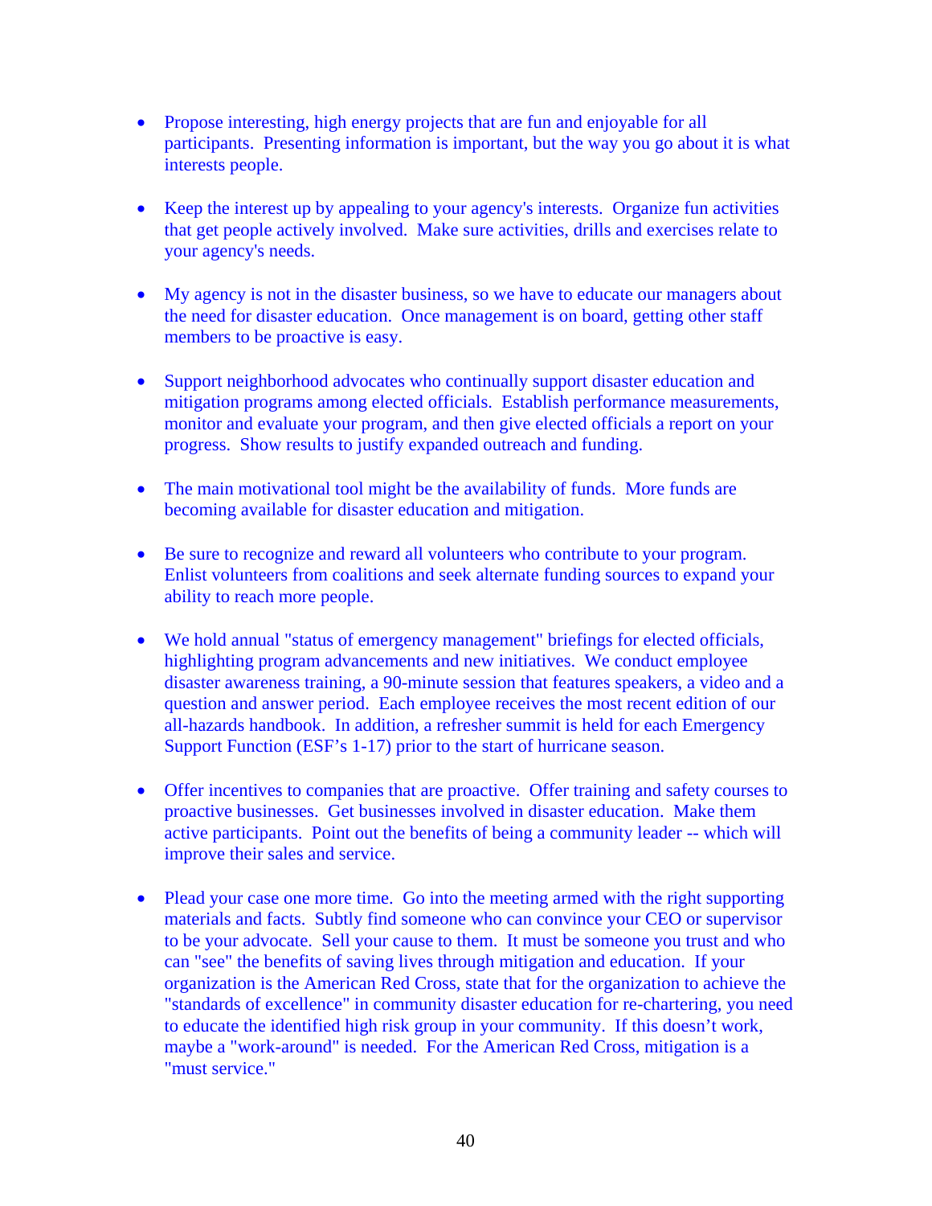- Propose interesting, high energy projects that are fun and enjoyable for all participants. Presenting information is important, but the way you go about it is what interests people.

- Keep the interest up by appealing to your agency's interests. Organize fun activities that get people actively involved. Make sure activities, drills and exercises relate to your agency's needs.

- My agency is not in the disaster business, so we have to educate our managers about the need for disaster education. Once management is on board, getting other staff members to be proactive is easy.

- Support neighborhood advocates who continually support disaster education and mitigation programs among elected officials. Establish performance measurements, monitor and evaluate your program, and then give elected officials a report on your progress. Show results to justify expanded outreach and funding.

- The main motivational tool might be the availability of funds. More funds are becoming available for disaster education and mitigation.

- Be sure to recognize and reward all volunteers who contribute to your program. Enlist volunteers from coalitions and seek alternate funding sources to expand your ability to reach more people.

- We hold annual "status of emergency management" briefings for elected officials, highlighting program advancements and new initiatives. We conduct employee disaster awareness training, a 90-minute session that features speakers, a video and a question and answer period. Each employee receives the most recent edition of our all-hazards handbook. In addition, a refresher summit is held for each Emergency Support Function (ESF's 1-17) prior to the start of hurricane season.

- Offer incentives to companies that are proactive. Offer training and safety courses to proactive businesses. Get businesses involved in disaster education. Make them active participants. Point out the benefits of being a community leader -- which will improve their sales and service.

- Plead your case one more time. Go into the meeting armed with the right supporting materials and facts. Subtly find someone who can convince your CEO or supervisor to be your advocate. Sell your cause to them. It must be someone you trust and who can "see" the benefits of saving lives through mitigation and education. If your organization is the American Red Cross, state that for the organization to achieve the "standards of excellence" in community disaster education for re-chartering, you need to educate the identified high risk group in your community. If this doesn't work, maybe a "work-around" is needed. For the American Red Cross, mitigation is a "must service."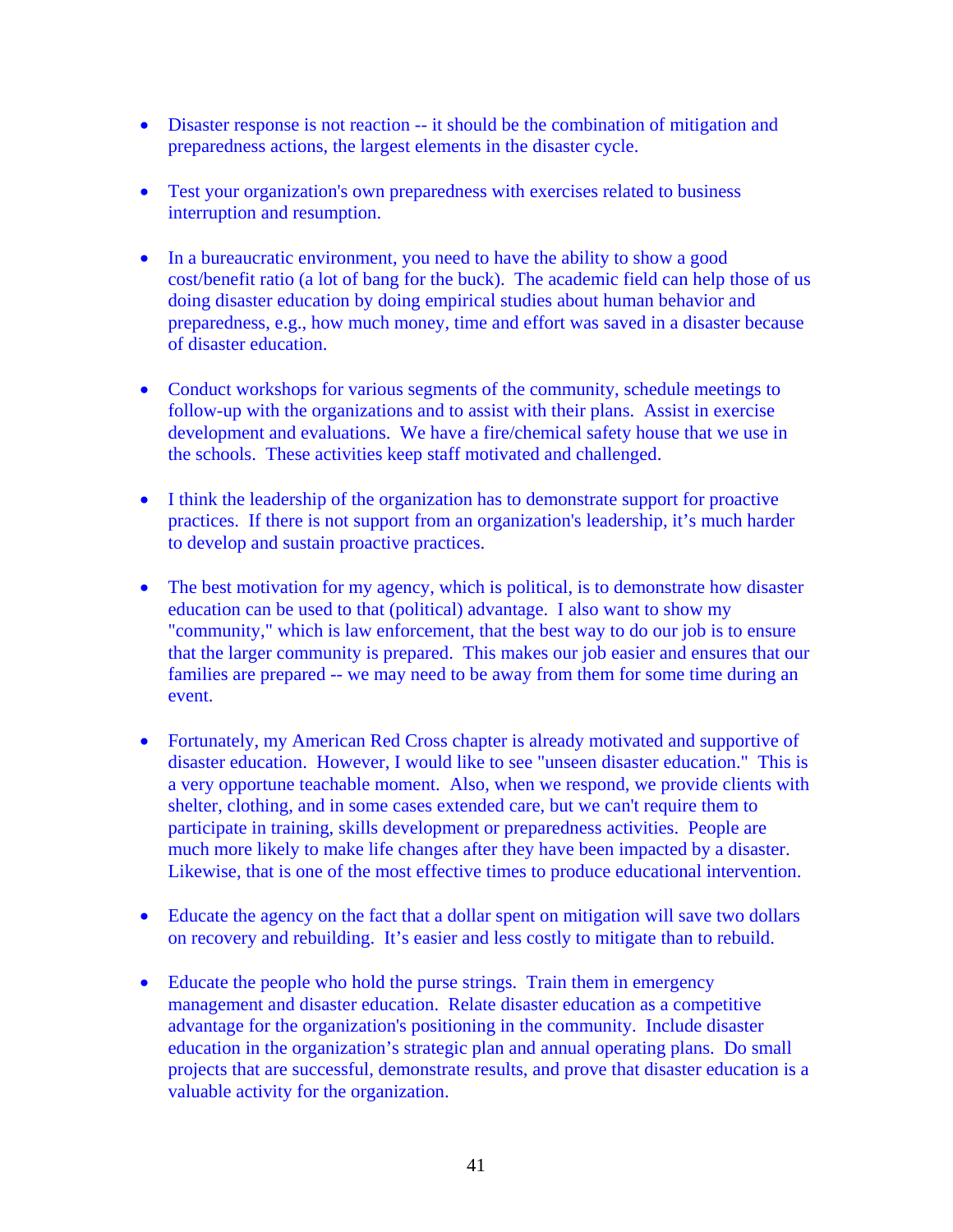- Disaster response is not reaction -- it should be the combination of mitigation and preparedness actions, the largest elements in the disaster cycle.

- Test your organization's own preparedness with exercises related to business interruption and resumption.

- In a bureaucratic environment, you need to have the ability to show a good cost/benefit ratio (a lot of bang for the buck). The academic field can help those of us doing disaster education by doing empirical studies about human behavior and preparedness, e.g., how much money, time and effort was saved in a disaster because of disaster education.

- Conduct workshops for various segments of the community, schedule meetings to follow-up with the organizations and to assist with their plans. Assist in exercise development and evaluations. We have a fire/chemical safety house that we use in the schools. These activities keep staff motivated and challenged.

- I think the leadership of the organization has to demonstrate support for proactive practices. If there is not support from an organization's leadership, it's much harder to develop and sustain proactive practices.

- The best motivation for my agency, which is political, is to demonstrate how disaster education can be used to that (political) advantage. I also want to show my "community," which is law enforcement, that the best way to do our job is to ensure that the larger community is prepared. This makes our job easier and ensures that our families are prepared -- we may need to be away from them for some time during an event.

- Fortunately, my American Red Cross chapter is already motivated and supportive of disaster education. However, I would like to see "unseen disaster education." This is a very opportune teachable moment. Also, when we respond, we provide clients with shelter, clothing, and in some cases extended care, but we can't require them to participate in training, skills development or preparedness activities. People are much more likely to make life changes after they have been impacted by a disaster. Likewise, that is one of the most effective times to produce educational intervention.

- Educate the agency on the fact that a dollar spent on mitigation will save two dollars on recovery and rebuilding. It's easier and less costly to mitigate than to rebuild.

- Educate the people who hold the purse strings. Train them in emergency management and disaster education. Relate disaster education as a competitive advantage for the organization's positioning in the community. Include disaster education in the organization's strategic plan and annual operating plans. Do small projects that are successful, demonstrate results, and prove that disaster education is a valuable activity for the organization.